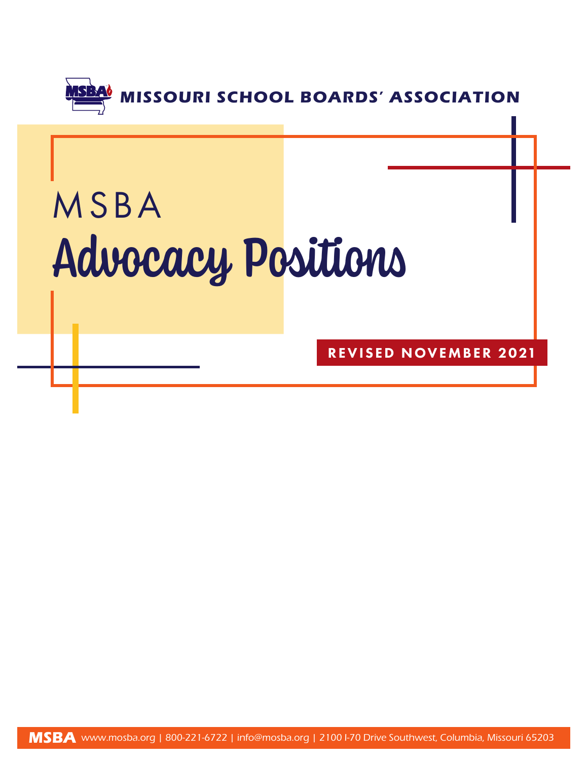**MISSOURI SCHOOL BOARDS' ASSOCIATION**

# MSBA Advocacy Positions

**REVISED NOVEMBER 2021**

**MSBA** www.mosba.org | 800-221-6722 | info@mosba.org | 2100 I-70 Drive Southwest, Columbia, Missouri 65203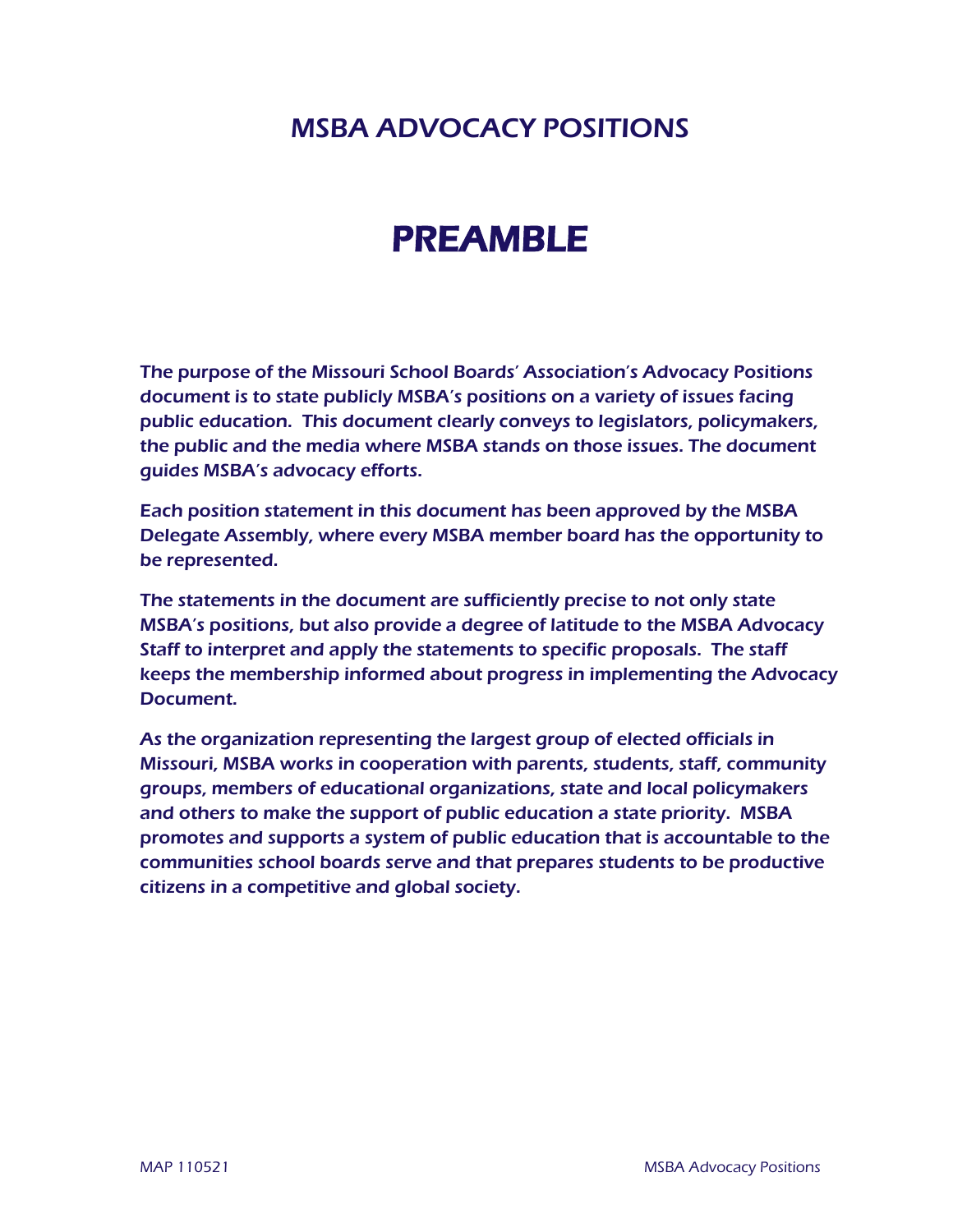# MSBA ADVOCACY POSITIONS

## PREAMBLE

The purpose of the Missouri School Boards' Association's Advocacy Positions document is to state publicly MSBA's positions on a variety of issues facing public education. This document clearly conveys to legislators, policymakers, the public and the media where MSBA stands on those issues. The document guides MSBA's advocacy efforts.

Each position statement in this document has been approved by the MSBA Delegate Assembly, where every MSBA member board has the opportunity to be represented.

The statements in the document are sufficiently precise to not only state MSBA's positions, but also provide a degree of latitude to the MSBA Advocacy Staff to interpret and apply the statements to specific proposals. The staff keeps the membership informed about progress in implementing the Advocacy Document.

As the organization representing the largest group of elected officials in Missouri, MSBA works in cooperation with parents, students, staff, community groups, members of educational organizations, state and local policymakers and others to make the support of public education a state priority. MSBA promotes and supports a system of public education that is accountable to the communities school boards serve and that prepares students to be productive citizens in a competitive and global society.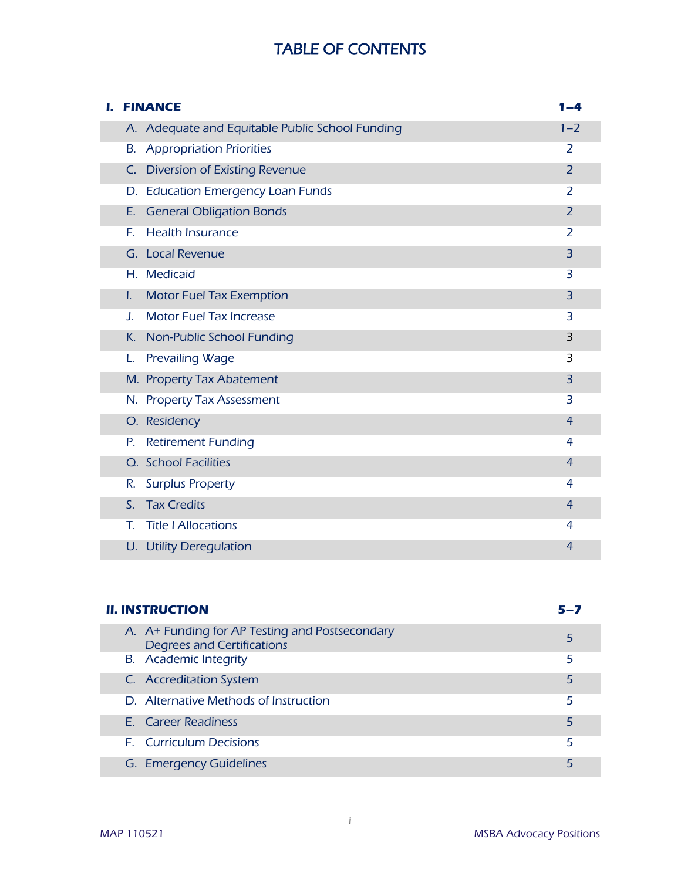# TABLE OF CONTENTS

| I. FINANCE | 1–4 |
|---|---|
| A. Adequate and Equitable Public School Funding | 1–2 |
| B. Appropriation Priorities | 2 |
| C. Diversion of Existing Revenue | 2 |
| D. Education Emergency Loan Funds | 2 |
| E. General Obligation Bonds | 2 |
| F. Health Insurance | 2 |
| G. Local Revenue | 3 |
| H. Medicaid | 3 |
| I. Motor Fuel Tax Exemption | 3 |
| J. Motor Fuel Tax Increase | 3 |
| K. Non-Public School Funding | 3 |
| L. Prevailing Wage | 3 |
| M. Property Tax Abatement | 3 |
| N. Property Tax Assessment | 3 |
| O. Residency | 4 |
| P. Retirement Funding | 4 |
| Q. School Facilities | 4 |
| R. Surplus Property | 4 |
| S. Tax Credits | 4 |
| T. Title I Allocations | 4 |
| U. Utility Deregulation | 4 |

| II. INSTRUCTION | 5–7 |
|---|---|
| A. A+ Funding for AP Testing and Postsecondary Degrees and Certifications | 5 |
| B. Academic Integrity | 5 |
| C. Accreditation System | 5 |
| D. Alternative Methods of Instruction | 5 |
| E. Career Readiness | 5 |
| F. Curriculum Decisions | 5 |
| G. Emergency Guidelines | 5 |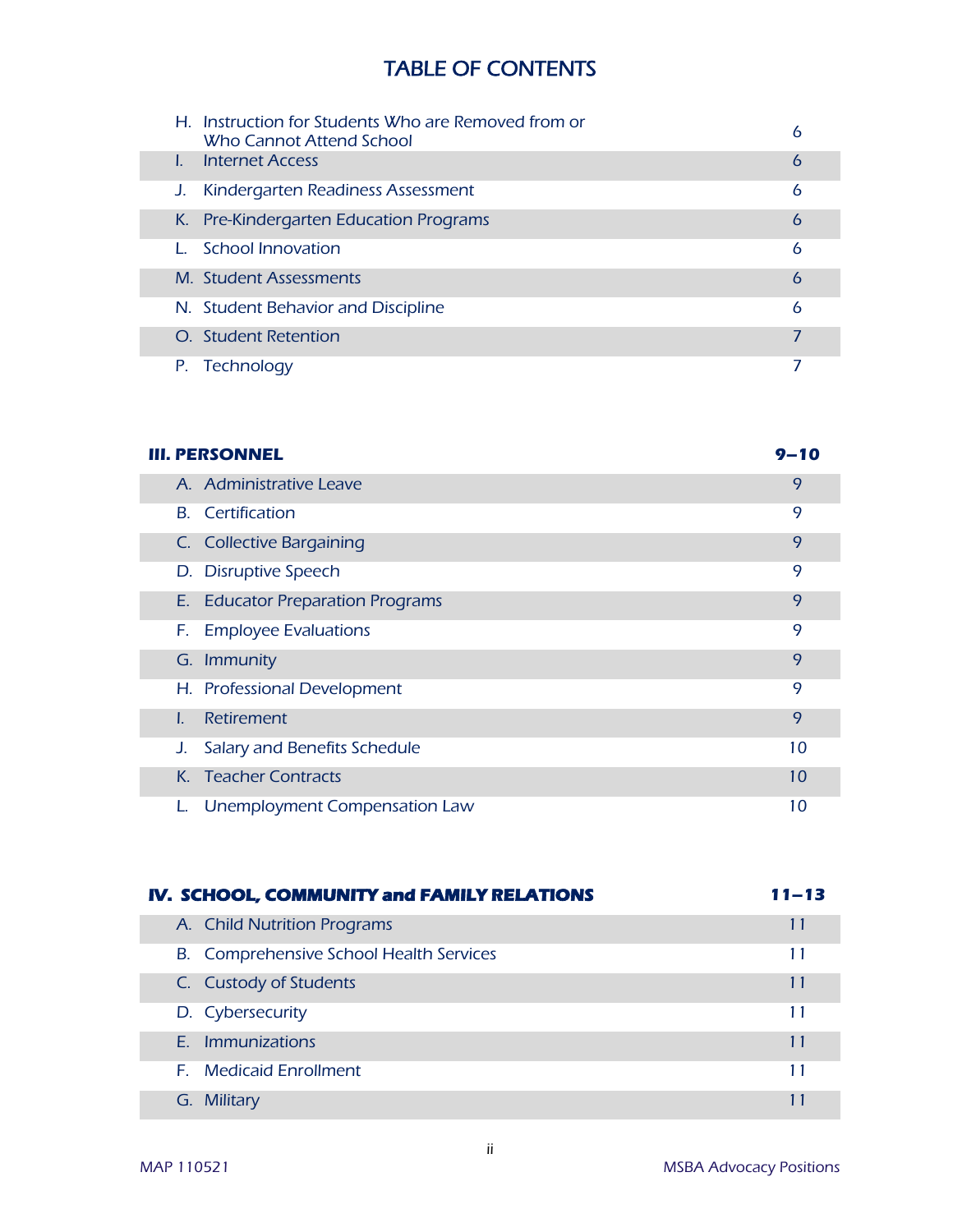# TABLE OF CONTENTS

| | |
|---|---|
| H. Instruction for Students Who are Removed from or Who Cannot Attend School | 6 |
| I. Internet Access | 6 |
| J. Kindergarten Readiness Assessment | 6 |
| K. Pre-Kindergarten Education Programs | 6 |
| L. School Innovation | 6 |
| M. Student Assessments | 6 |
| N. Student Behavior and Discipline | 6 |
| O. Student Retention | 7 |
| P. Technology | 7 |

| **III. PERSONNEL** | **9–10** |
|---|---|
| A. Administrative Leave | 9 |
| B. Certification | 9 |
| C. Collective Bargaining | 9 |
| D. Disruptive Speech | 9 |
| E. Educator Preparation Programs | 9 |
| F. Employee Evaluations | 9 |
| G. Immunity | 9 |
| H. Professional Development | 9 |
| I. Retirement | 9 |
| J. Salary and Benefits Schedule | 10 |
| K. Teacher Contracts | 10 |
| L. Unemployment Compensation Law | 10 |

| **IV. SCHOOL, COMMUNITY and FAMILY RELATIONS** | **11–13** |
|---|---|
| A. Child Nutrition Programs | 11 |
| B. Comprehensive School Health Services | 11 |
| C. Custody of Students | 11 |
| D. Cybersecurity | 11 |
| E. Immunizations | 11 |
| F. Medicaid Enrollment | 11 |
| G. Military | 11 |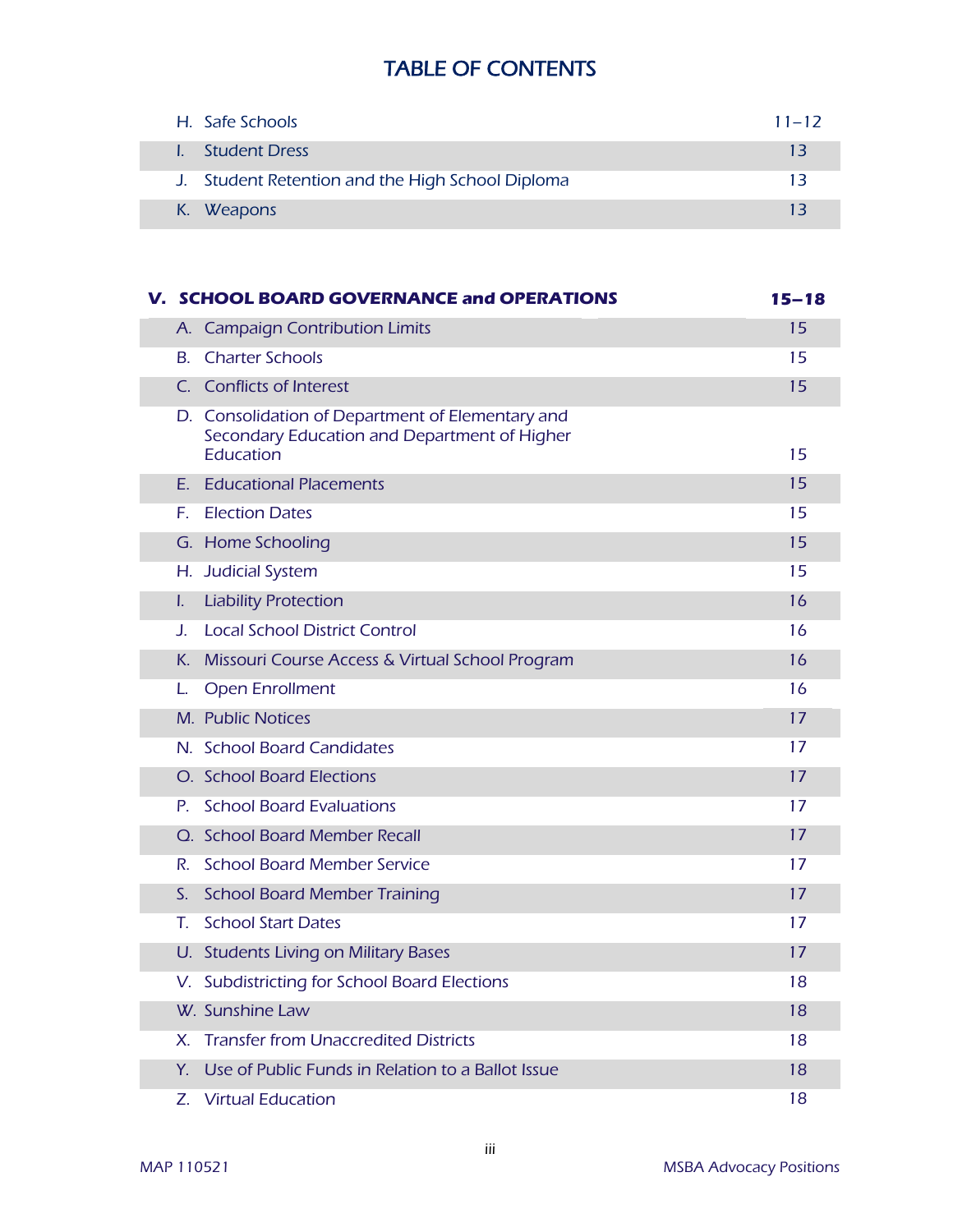# TABLE OF CONTENTS

| | |
|---|---|
| H. Safe Schools | 11–12 |
| I. Student Dress | 13 |
| J. Student Retention and the High School Diploma | 13 |
| K. Weapons | 13 |

| **V. SCHOOL BOARD GOVERNANCE and OPERATIONS** | **15–18** |
|---|---|
| A. Campaign Contribution Limits | 15 |
| B. Charter Schools | 15 |
| C. Conflicts of Interest | 15 |
| D. Consolidation of Department of Elementary and Secondary Education and Department of Higher Education | 15 |
| E. Educational Placements | 15 |
| F. Election Dates | 15 |
| G. Home Schooling | 15 |
| H. Judicial System | 15 |
| I. Liability Protection | 16 |
| J. Local School District Control | 16 |
| K. Missouri Course Access & Virtual School Program | 16 |
| L. Open Enrollment | 16 |
| M. Public Notices | 17 |
| N. School Board Candidates | 17 |
| O. School Board Elections | 17 |
| P. School Board Evaluations | 17 |
| Q. School Board Member Recall | 17 |
| R. School Board Member Service | 17 |
| S. School Board Member Training | 17 |
| T. School Start Dates | 17 |
| U. Students Living on Military Bases | 17 |
| V. Subdistricting for School Board Elections | 18 |
| W. Sunshine Law | 18 |
| X. Transfer from Unaccredited Districts | 18 |
| Y. Use of Public Funds in Relation to a Ballot Issue | 18 |
| Z. Virtual Education | 18 |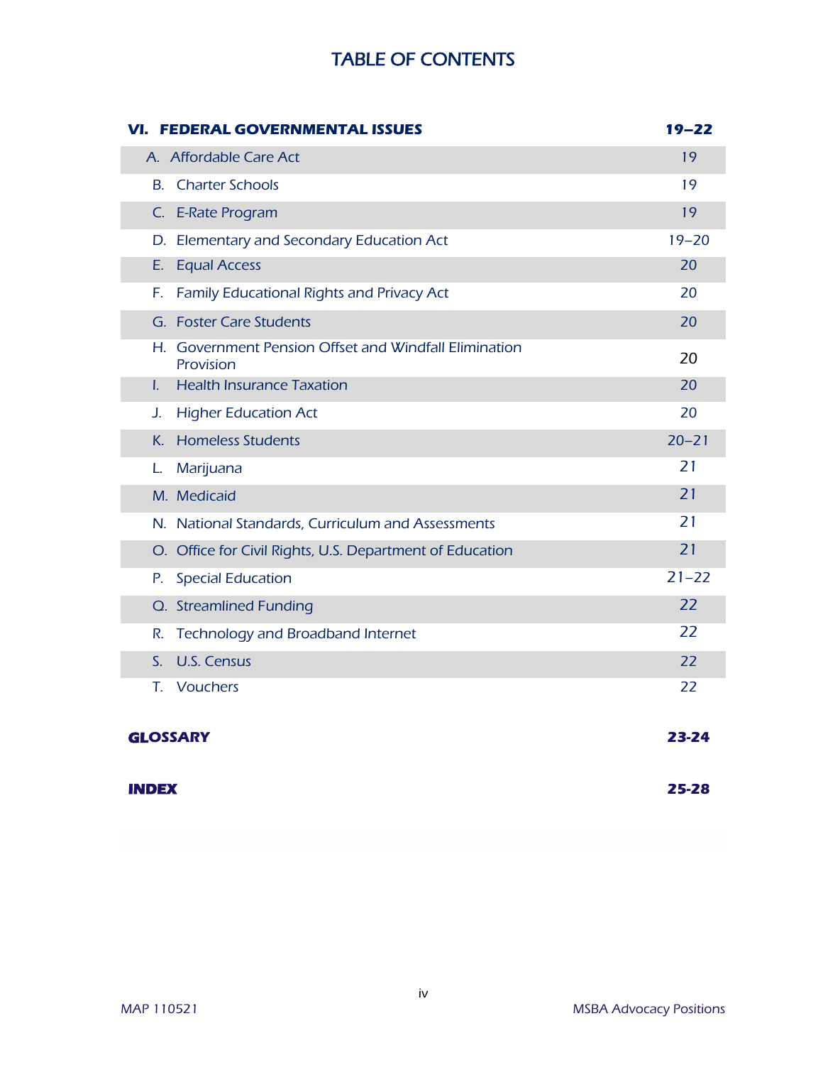# TABLE OF CONTENTS

| **VI. FEDERAL GOVERNMENTAL ISSUES** | **19–22** |
|---|---|
| A. Affordable Care Act | 19 |
| B. Charter Schools | 19 |
| C. E-Rate Program | 19 |
| D. Elementary and Secondary Education Act | 19–20 |
| E. Equal Access | 20 |
| F. Family Educational Rights and Privacy Act | 20 |
| G. Foster Care Students | 20 |
| H. Government Pension Offset and Windfall Elimination Provision | 20 |
| I. Health Insurance Taxation | 20 |
| J. Higher Education Act | 20 |
| K. Homeless Students | 20–21 |
| L. Marijuana | 21 |
| M. Medicaid | 21 |
| N. National Standards, Curriculum and Assessments | 21 |
| O. Office for Civil Rights, U.S. Department of Education | 21 |
| P. Special Education | 21–22 |
| Q. Streamlined Funding | 22 |
| R. Technology and Broadband Internet | 22 |
| S. U.S. Census | 22 |
| T. Vouchers | 22 |

| **GLOSSARY** | **23-24** |
|---|---|
| **INDEX** | **25-28** |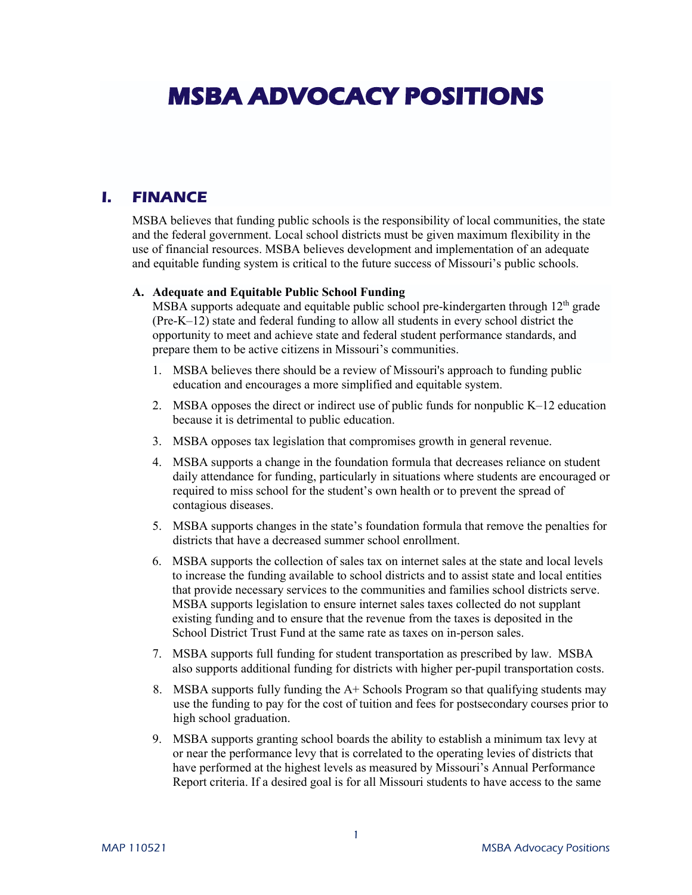# MSBA ADVOCACY POSITIONS

## I. FINANCE

MSBA believes that funding public schools is the responsibility of local communities, the state and the federal government. Local school districts must be given maximum flexibility in the use of financial resources. MSBA believes development and implementation of an adequate and equitable funding system is critical to the future success of Missouri's public schools.

### A. Adequate and Equitable Public School Funding

MSBA supports adequate and equitable public school pre-kindergarten through 12th grade (Pre-K–12) state and federal funding to allow all students in every school district the opportunity to meet and achieve state and federal student performance standards, and prepare them to be active citizens in Missouri's communities.

1. MSBA believes there should be a review of Missouri's approach to funding public education and encourages a more simplified and equitable system.
2. MSBA opposes the direct or indirect use of public funds for nonpublic K–12 education because it is detrimental to public education.
3. MSBA opposes tax legislation that compromises growth in general revenue.
4. MSBA supports a change in the foundation formula that decreases reliance on student daily attendance for funding, particularly in situations where students are encouraged or required to miss school for the student's own health or to prevent the spread of contagious diseases.
5. MSBA supports changes in the state's foundation formula that remove the penalties for districts that have a decreased summer school enrollment.
6. MSBA supports the collection of sales tax on internet sales at the state and local levels to increase the funding available to school districts and to assist state and local entities that provide necessary services to the communities and families school districts serve. MSBA supports legislation to ensure internet sales taxes collected do not supplant existing funding and to ensure that the revenue from the taxes is deposited in the School District Trust Fund at the same rate as taxes on in-person sales.
7. MSBA supports full funding for student transportation as prescribed by law. MSBA also supports additional funding for districts with higher per-pupil transportation costs.
8. MSBA supports fully funding the A+ Schools Program so that qualifying students may use the funding to pay for the cost of tuition and fees for postsecondary courses prior to high school graduation.
9. MSBA supports granting school boards the ability to establish a minimum tax levy at or near the performance levy that is correlated to the operating levies of districts that have performed at the highest levels as measured by Missouri's Annual Performance Report criteria. If a desired goal is for all Missouri students to have access to the same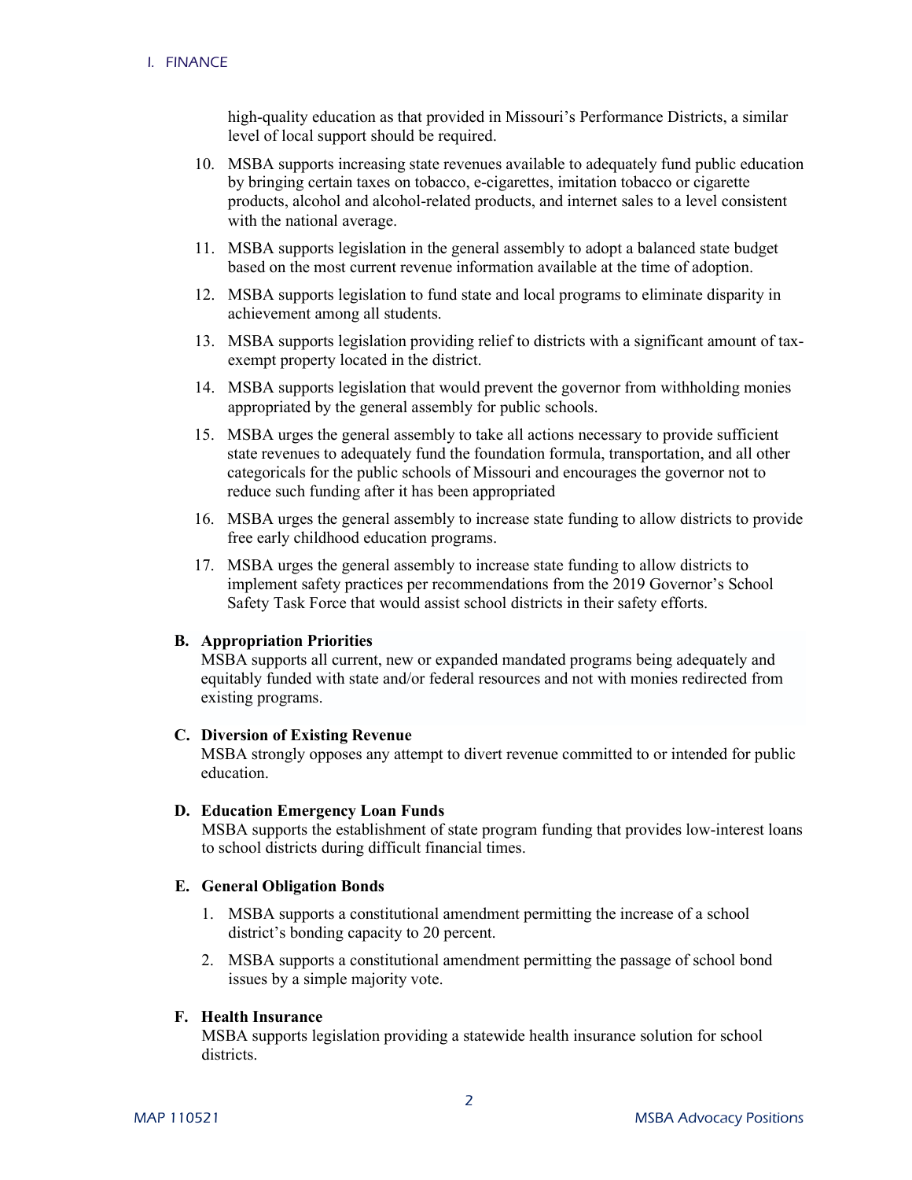high-quality education as that provided in Missouri's Performance Districts, a similar level of local support should be required.

10. MSBA supports increasing state revenues available to adequately fund public education by bringing certain taxes on tobacco, e-cigarettes, imitation tobacco or cigarette products, alcohol and alcohol-related products, and internet sales to a level consistent with the national average.
11. MSBA supports legislation in the general assembly to adopt a balanced state budget based on the most current revenue information available at the time of adoption.
12. MSBA supports legislation to fund state and local programs to eliminate disparity in achievement among all students.
13. MSBA supports legislation providing relief to districts with a significant amount of tax-exempt property located in the district.
14. MSBA supports legislation that would prevent the governor from withholding monies appropriated by the general assembly for public schools.
15. MSBA urges the general assembly to take all actions necessary to provide sufficient state revenues to adequately fund the foundation formula, transportation, and all other categoricals for the public schools of Missouri and encourages the governor not to reduce such funding after it has been appropriated
16. MSBA urges the general assembly to increase state funding to allow districts to provide free early childhood education programs.
17. MSBA urges the general assembly to increase state funding to allow districts to implement safety practices per recommendations from the 2019 Governor's School Safety Task Force that would assist school districts in their safety efforts.

**B. Appropriation Priorities**
MSBA supports all current, new or expanded mandated programs being adequately and equitably funded with state and/or federal resources and not with monies redirected from existing programs.

**C. Diversion of Existing Revenue**
MSBA strongly opposes any attempt to divert revenue committed to or intended for public education.

**D. Education Emergency Loan Funds**
MSBA supports the establishment of state program funding that provides low-interest loans to school districts during difficult financial times.

**E. General Obligation Bonds**

1. MSBA supports a constitutional amendment permitting the increase of a school district's bonding capacity to 20 percent.
2. MSBA supports a constitutional amendment permitting the passage of school bond issues by a simple majority vote.

**F. Health Insurance**
MSBA supports legislation providing a statewide health insurance solution for school districts.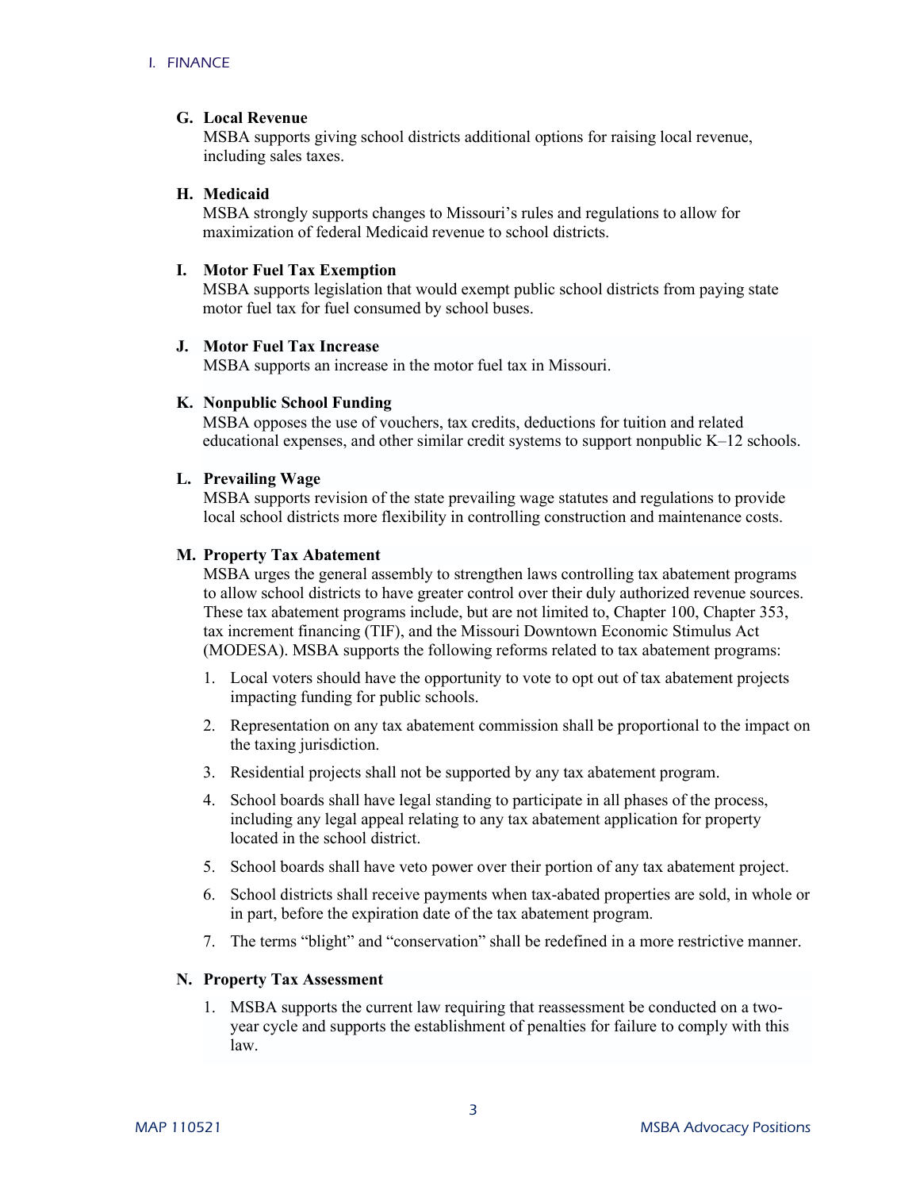### G. Local Revenue

MSBA supports giving school districts additional options for raising local revenue, including sales taxes.

### H. Medicaid

MSBA strongly supports changes to Missouri's rules and regulations to allow for maximization of federal Medicaid revenue to school districts.

### I. Motor Fuel Tax Exemption

MSBA supports legislation that would exempt public school districts from paying state motor fuel tax for fuel consumed by school buses.

### J. Motor Fuel Tax Increase

MSBA supports an increase in the motor fuel tax in Missouri.

### K. Nonpublic School Funding

MSBA opposes the use of vouchers, tax credits, deductions for tuition and related educational expenses, and other similar credit systems to support nonpublic K–12 schools.

### L. Prevailing Wage

MSBA supports revision of the state prevailing wage statutes and regulations to provide local school districts more flexibility in controlling construction and maintenance costs.

### M. Property Tax Abatement

MSBA urges the general assembly to strengthen laws controlling tax abatement programs to allow school districts to have greater control over their duly authorized revenue sources. These tax abatement programs include, but are not limited to, Chapter 100, Chapter 353, tax increment financing (TIF), and the Missouri Downtown Economic Stimulus Act (MODESA). MSBA supports the following reforms related to tax abatement programs:

1. Local voters should have the opportunity to vote to opt out of tax abatement projects impacting funding for public schools.
2. Representation on any tax abatement commission shall be proportional to the impact on the taxing jurisdiction.
3. Residential projects shall not be supported by any tax abatement program.
4. School boards shall have legal standing to participate in all phases of the process, including any legal appeal relating to any tax abatement application for property located in the school district.
5. School boards shall have veto power over their portion of any tax abatement project.
6. School districts shall receive payments when tax-abated properties are sold, in whole or in part, before the expiration date of the tax abatement program.
7. The terms "blight" and "conservation" shall be redefined in a more restrictive manner.

### N. Property Tax Assessment

1. MSBA supports the current law requiring that reassessment be conducted on a two-year cycle and supports the establishment of penalties for failure to comply with this law.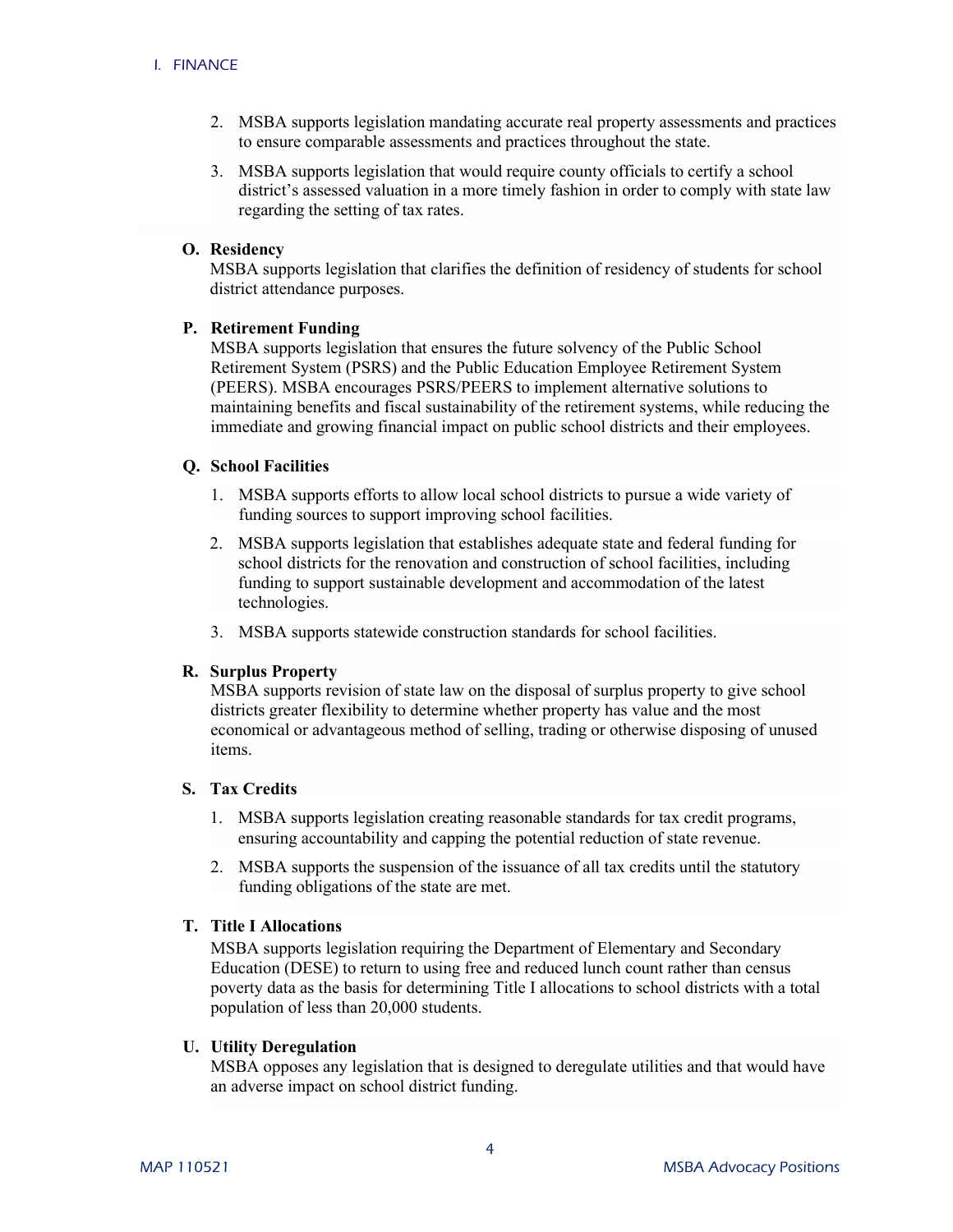2. MSBA supports legislation mandating accurate real property assessments and practices to ensure comparable assessments and practices throughout the state.

3. MSBA supports legislation that would require county officials to certify a school district's assessed valuation in a more timely fashion in order to comply with state law regarding the setting of tax rates.

### O. Residency

MSBA supports legislation that clarifies the definition of residency of students for school district attendance purposes.

### P. Retirement Funding

MSBA supports legislation that ensures the future solvency of the Public School Retirement System (PSRS) and the Public Education Employee Retirement System (PEERS). MSBA encourages PSRS/PEERS to implement alternative solutions to maintaining benefits and fiscal sustainability of the retirement systems, while reducing the immediate and growing financial impact on public school districts and their employees.

### Q. School Facilities

1. MSBA supports efforts to allow local school districts to pursue a wide variety of funding sources to support improving school facilities.

2. MSBA supports legislation that establishes adequate state and federal funding for school districts for the renovation and construction of school facilities, including funding to support sustainable development and accommodation of the latest technologies.

3. MSBA supports statewide construction standards for school facilities.

### R. Surplus Property

MSBA supports revision of state law on the disposal of surplus property to give school districts greater flexibility to determine whether property has value and the most economical or advantageous method of selling, trading or otherwise disposing of unused items.

### S. Tax Credits

1. MSBA supports legislation creating reasonable standards for tax credit programs, ensuring accountability and capping the potential reduction of state revenue.

2. MSBA supports the suspension of the issuance of all tax credits until the statutory funding obligations of the state are met.

### T. Title I Allocations

MSBA supports legislation requiring the Department of Elementary and Secondary Education (DESE) to return to using free and reduced lunch count rather than census poverty data as the basis for determining Title I allocations to school districts with a total population of less than 20,000 students.

### U. Utility Deregulation

MSBA opposes any legislation that is designed to deregulate utilities and that would have an adverse impact on school district funding.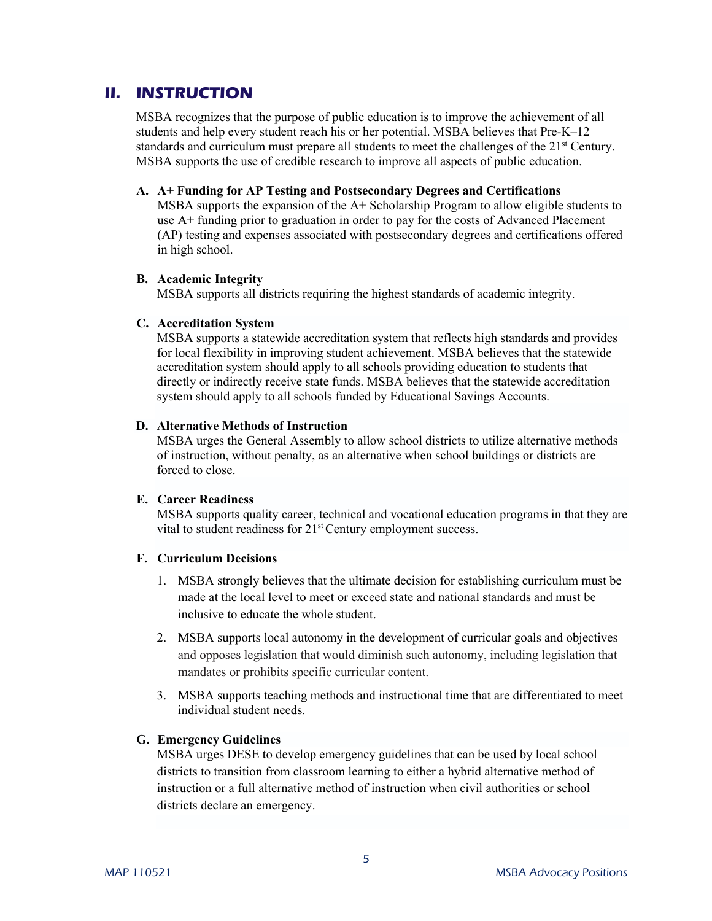## II. INSTRUCTION

MSBA recognizes that the purpose of public education is to improve the achievement of all students and help every student reach his or her potential. MSBA believes that Pre-K–12 standards and curriculum must prepare all students to meet the challenges of the 21st Century. MSBA supports the use of credible research to improve all aspects of public education.

### A. A+ Funding for AP Testing and Postsecondary Degrees and Certifications

MSBA supports the expansion of the A+ Scholarship Program to allow eligible students to use A+ funding prior to graduation in order to pay for the costs of Advanced Placement (AP) testing and expenses associated with postsecondary degrees and certifications offered in high school.

### B. Academic Integrity

MSBA supports all districts requiring the highest standards of academic integrity.

### C. Accreditation System

MSBA supports a statewide accreditation system that reflects high standards and provides for local flexibility in improving student achievement. MSBA believes that the statewide accreditation system should apply to all schools providing education to students that directly or indirectly receive state funds. MSBA believes that the statewide accreditation system should apply to all schools funded by Educational Savings Accounts.

### D. Alternative Methods of Instruction

MSBA urges the General Assembly to allow school districts to utilize alternative methods of instruction, without penalty, as an alternative when school buildings or districts are forced to close.

### E. Career Readiness

MSBA supports quality career, technical and vocational education programs in that they are vital to student readiness for 21st Century employment success.

### F. Curriculum Decisions

1. MSBA strongly believes that the ultimate decision for establishing curriculum must be made at the local level to meet or exceed state and national standards and must be inclusive to educate the whole student.
2. MSBA supports local autonomy in the development of curricular goals and objectives and opposes legislation that would diminish such autonomy, including legislation that mandates or prohibits specific curricular content.
3. MSBA supports teaching methods and instructional time that are differentiated to meet individual student needs.

### G. Emergency Guidelines

MSBA urges DESE to develop emergency guidelines that can be used by local school districts to transition from classroom learning to either a hybrid alternative method of instruction or a full alternative method of instruction when civil authorities or school districts declare an emergency.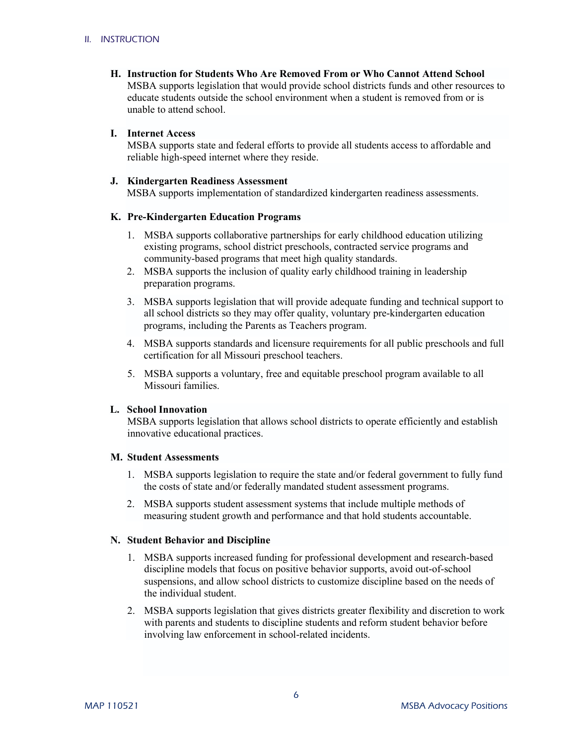**H. Instruction for Students Who Are Removed From or Who Cannot Attend School**

MSBA supports legislation that would provide school districts funds and other resources to educate students outside the school environment when a student is removed from or is unable to attend school.

**I. Internet Access**

MSBA supports state and federal efforts to provide all students access to affordable and reliable high-speed internet where they reside.

**J. Kindergarten Readiness Assessment**

MSBA supports implementation of standardized kindergarten readiness assessments.

**K. Pre-Kindergarten Education Programs**

1. MSBA supports collaborative partnerships for early childhood education utilizing existing programs, school district preschools, contracted service programs and community-based programs that meet high quality standards.
2. MSBA supports the inclusion of quality early childhood training in leadership preparation programs.
3. MSBA supports legislation that will provide adequate funding and technical support to all school districts so they may offer quality, voluntary pre-kindergarten education programs, including the Parents as Teachers program.
4. MSBA supports standards and licensure requirements for all public preschools and full certification for all Missouri preschool teachers.
5. MSBA supports a voluntary, free and equitable preschool program available to all Missouri families.

**L. School Innovation**

MSBA supports legislation that allows school districts to operate efficiently and establish innovative educational practices.

**M. Student Assessments**

1. MSBA supports legislation to require the state and/or federal government to fully fund the costs of state and/or federally mandated student assessment programs.
2. MSBA supports student assessment systems that include multiple methods of measuring student growth and performance and that hold students accountable.

**N. Student Behavior and Discipline**

1. MSBA supports increased funding for professional development and research-based discipline models that focus on positive behavior supports, avoid out-of-school suspensions, and allow school districts to customize discipline based on the needs of the individual student.
2. MSBA supports legislation that gives districts greater flexibility and discretion to work with parents and students to discipline students and reform student behavior before involving law enforcement in school-related incidents.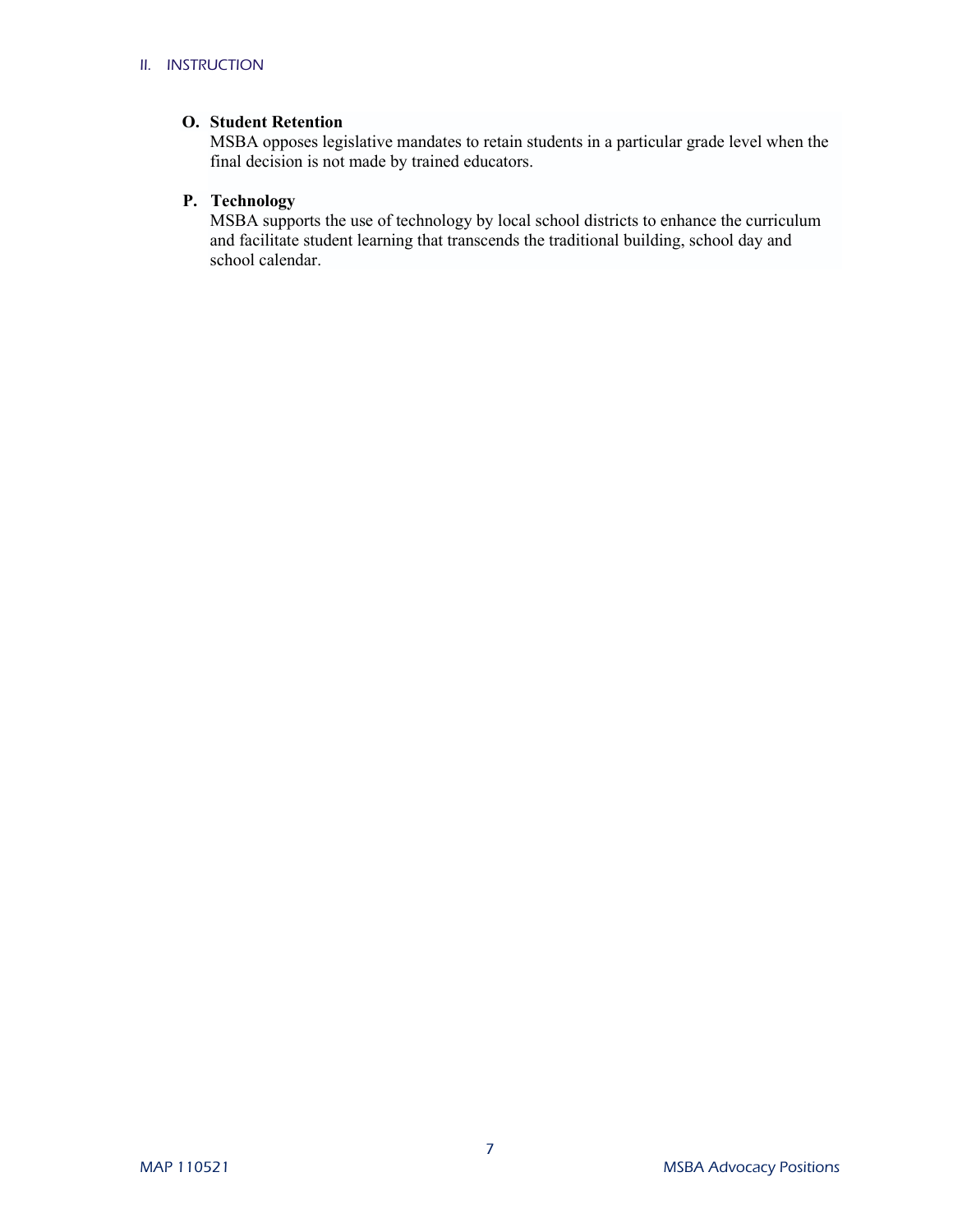**O. Student Retention**
MSBA opposes legislative mandates to retain students in a particular grade level when the final decision is not made by trained educators.

**P. Technology**
MSBA supports the use of technology by local school districts to enhance the curriculum and facilitate student learning that transcends the traditional building, school day and school calendar.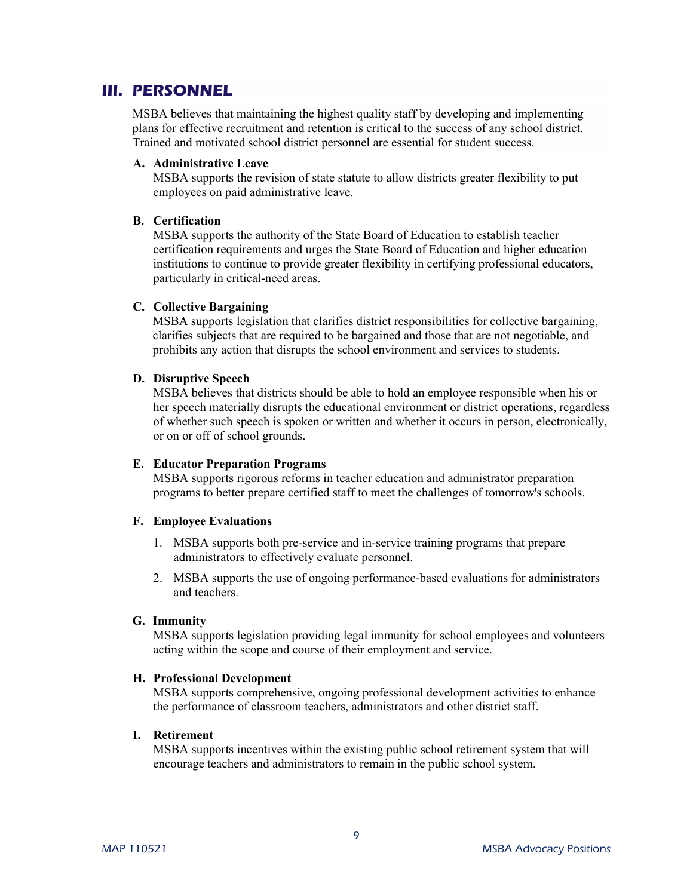## III. PERSONNEL

MSBA believes that maintaining the highest quality staff by developing and implementing plans for effective recruitment and retention is critical to the success of any school district. Trained and motivated school district personnel are essential for student success.

**A. Administrative Leave**
MSBA supports the revision of state statute to allow districts greater flexibility to put employees on paid administrative leave.

**B. Certification**
MSBA supports the authority of the State Board of Education to establish teacher certification requirements and urges the State Board of Education and higher education institutions to continue to provide greater flexibility in certifying professional educators, particularly in critical-need areas.

**C. Collective Bargaining**
MSBA supports legislation that clarifies district responsibilities for collective bargaining, clarifies subjects that are required to be bargained and those that are not negotiable, and prohibits any action that disrupts the school environment and services to students.

**D. Disruptive Speech**
MSBA believes that districts should be able to hold an employee responsible when his or her speech materially disrupts the educational environment or district operations, regardless of whether such speech is spoken or written and whether it occurs in person, electronically, or on or off of school grounds.

**E. Educator Preparation Programs**
MSBA supports rigorous reforms in teacher education and administrator preparation programs to better prepare certified staff to meet the challenges of tomorrow's schools.

**F. Employee Evaluations**

1. MSBA supports both pre-service and in-service training programs that prepare administrators to effectively evaluate personnel.
2. MSBA supports the use of ongoing performance-based evaluations for administrators and teachers.

**G. Immunity**
MSBA supports legislation providing legal immunity for school employees and volunteers acting within the scope and course of their employment and service.

**H. Professional Development**
MSBA supports comprehensive, ongoing professional development activities to enhance the performance of classroom teachers, administrators and other district staff.

**I. Retirement**
MSBA supports incentives within the existing public school retirement system that will encourage teachers and administrators to remain in the public school system.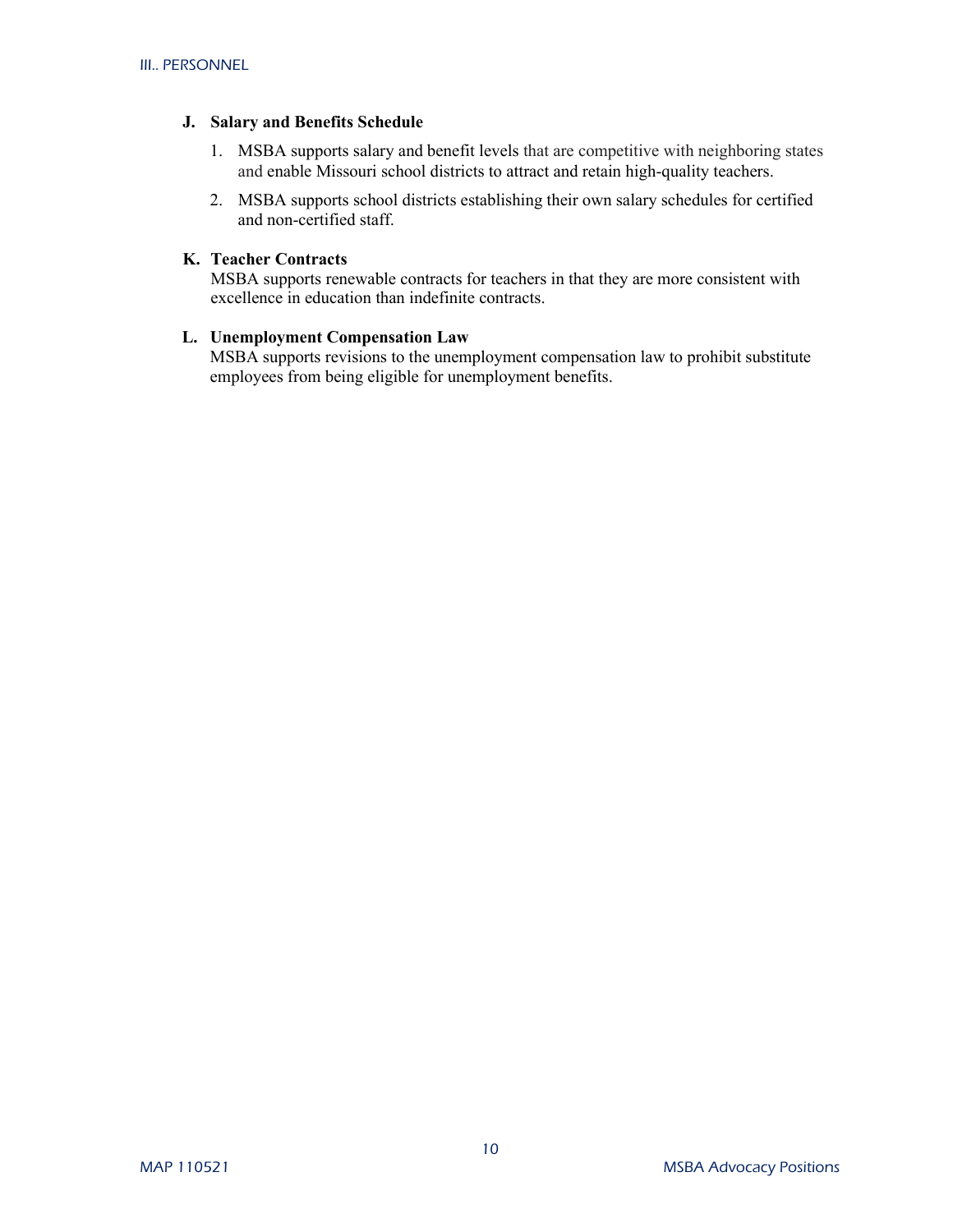### J. Salary and Benefits Schedule

1. MSBA supports salary and benefit levels that are competitive with neighboring states and enable Missouri school districts to attract and retain high-quality teachers.
2. MSBA supports school districts establishing their own salary schedules for certified and non-certified staff.

### K. Teacher Contracts

MSBA supports renewable contracts for teachers in that they are more consistent with excellence in education than indefinite contracts.

### L. Unemployment Compensation Law

MSBA supports revisions to the unemployment compensation law to prohibit substitute employees from being eligible for unemployment benefits.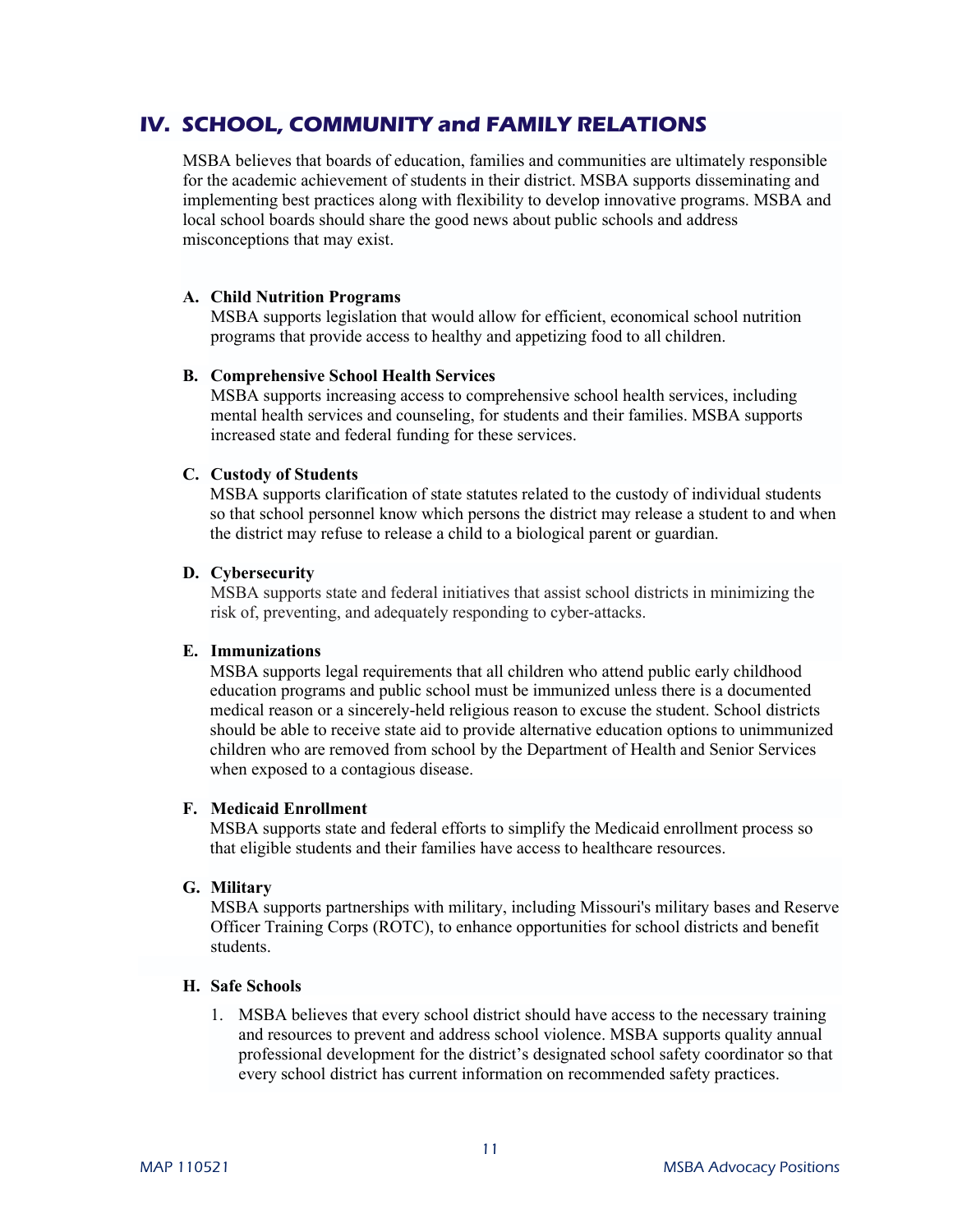## IV. SCHOOL, COMMUNITY and FAMILY RELATIONS

MSBA believes that boards of education, families and communities are ultimately responsible for the academic achievement of students in their district. MSBA supports disseminating and implementing best practices along with flexibility to develop innovative programs. MSBA and local school boards should share the good news about public schools and address misconceptions that may exist.

**A. Child Nutrition Programs**
MSBA supports legislation that would allow for efficient, economical school nutrition programs that provide access to healthy and appetizing food to all children.

**B. Comprehensive School Health Services**
MSBA supports increasing access to comprehensive school health services, including mental health services and counseling, for students and their families. MSBA supports increased state and federal funding for these services.

**C. Custody of Students**
MSBA supports clarification of state statutes related to the custody of individual students so that school personnel know which persons the district may release a student to and when the district may refuse to release a child to a biological parent or guardian.

**D. Cybersecurity**
MSBA supports state and federal initiatives that assist school districts in minimizing the risk of, preventing, and adequately responding to cyber-attacks.

**E. Immunizations**
MSBA supports legal requirements that all children who attend public early childhood education programs and public school must be immunized unless there is a documented medical reason or a sincerely-held religious reason to excuse the student. School districts should be able to receive state aid to provide alternative education options to unimmunized children who are removed from school by the Department of Health and Senior Services when exposed to a contagious disease.

**F. Medicaid Enrollment**
MSBA supports state and federal efforts to simplify the Medicaid enrollment process so that eligible students and their families have access to healthcare resources.

**G. Military**
MSBA supports partnerships with military, including Missouri's military bases and Reserve Officer Training Corps (ROTC), to enhance opportunities for school districts and benefit students.

**H. Safe Schools**

1. MSBA believes that every school district should have access to the necessary training and resources to prevent and address school violence. MSBA supports quality annual professional development for the district's designated school safety coordinator so that every school district has current information on recommended safety practices.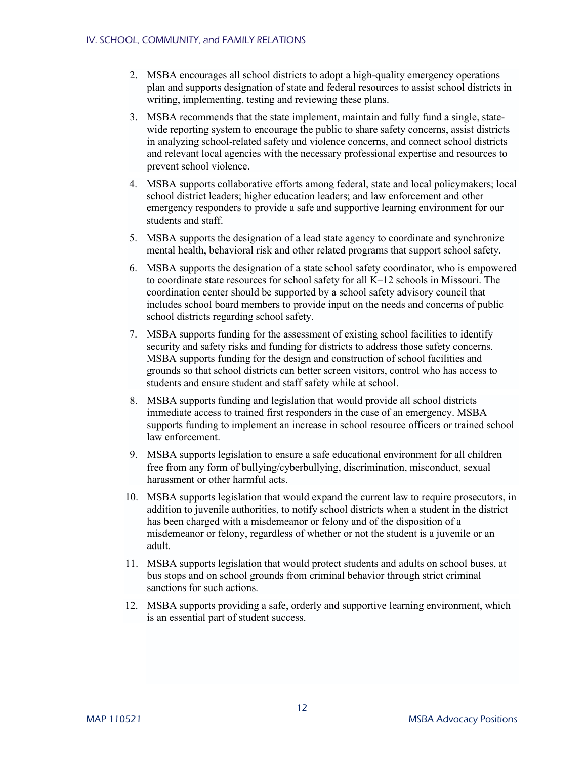2. MSBA encourages all school districts to adopt a high-quality emergency operations plan and supports designation of state and federal resources to assist school districts in writing, implementing, testing and reviewing these plans.
3. MSBA recommends that the state implement, maintain and fully fund a single, state-wide reporting system to encourage the public to share safety concerns, assist districts in analyzing school-related safety and violence concerns, and connect school districts and relevant local agencies with the necessary professional expertise and resources to prevent school violence.
4. MSBA supports collaborative efforts among federal, state and local policymakers; local school district leaders; higher education leaders; and law enforcement and other emergency responders to provide a safe and supportive learning environment for our students and staff.
5. MSBA supports the designation of a lead state agency to coordinate and synchronize mental health, behavioral risk and other related programs that support school safety.
6. MSBA supports the designation of a state school safety coordinator, who is empowered to coordinate state resources for school safety for all K–12 schools in Missouri. The coordination center should be supported by a school safety advisory council that includes school board members to provide input on the needs and concerns of public school districts regarding school safety.
7. MSBA supports funding for the assessment of existing school facilities to identify security and safety risks and funding for districts to address those safety concerns. MSBA supports funding for the design and construction of school facilities and grounds so that school districts can better screen visitors, control who has access to students and ensure student and staff safety while at school.
8. MSBA supports funding and legislation that would provide all school districts immediate access to trained first responders in the case of an emergency. MSBA supports funding to implement an increase in school resource officers or trained school law enforcement.
9. MSBA supports legislation to ensure a safe educational environment for all children free from any form of bullying/cyberbullying, discrimination, misconduct, sexual harassment or other harmful acts.
10. MSBA supports legislation that would expand the current law to require prosecutors, in addition to juvenile authorities, to notify school districts when a student in the district has been charged with a misdemeanor or felony and of the disposition of a misdemeanor or felony, regardless of whether or not the student is a juvenile or an adult.
11. MSBA supports legislation that would protect students and adults on school buses, at bus stops and on school grounds from criminal behavior through strict criminal sanctions for such actions.
12. MSBA supports providing a safe, orderly and supportive learning environment, which is an essential part of student success.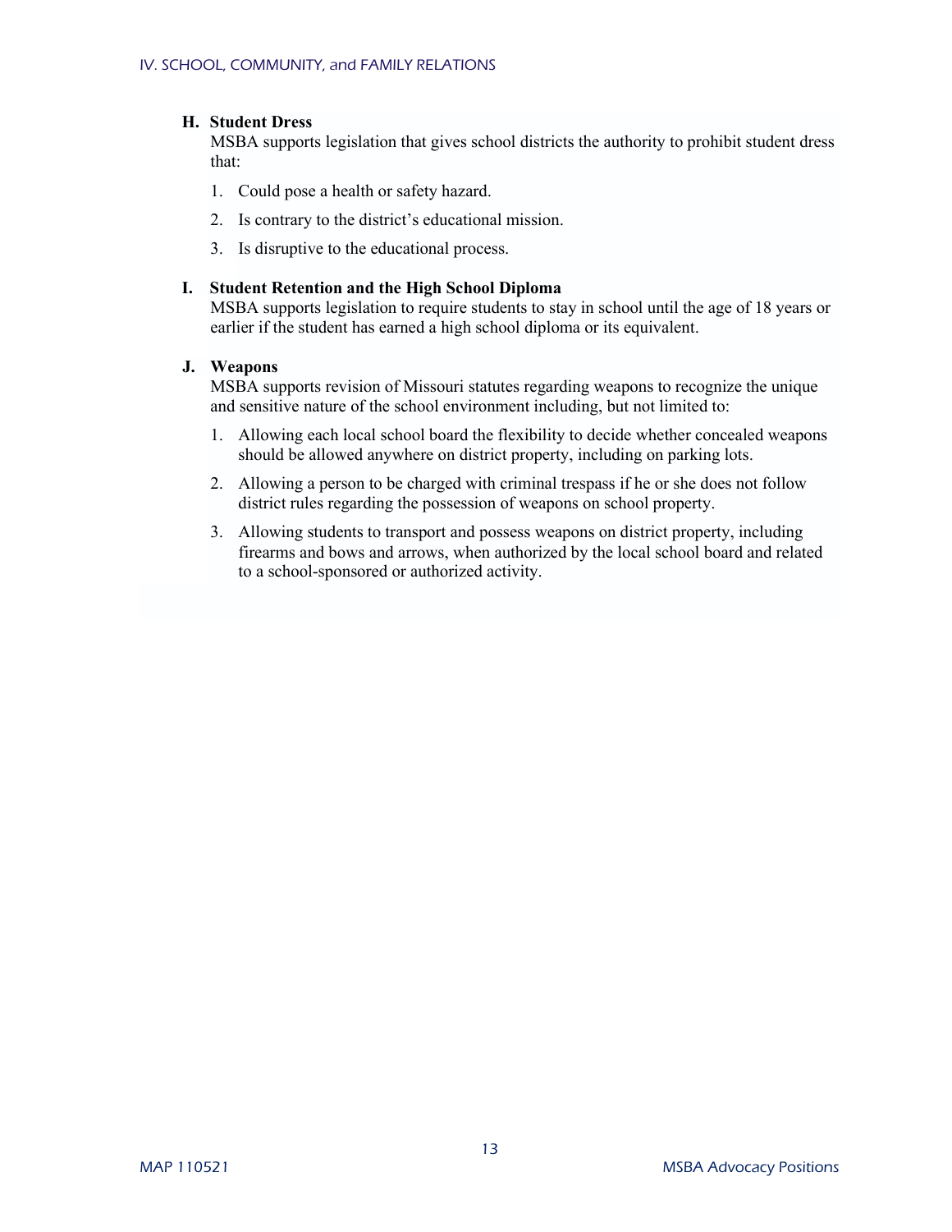### H. Student Dress

MSBA supports legislation that gives school districts the authority to prohibit student dress that:

1. Could pose a health or safety hazard.
2. Is contrary to the district's educational mission.
3. Is disruptive to the educational process.

### I. Student Retention and the High School Diploma

MSBA supports legislation to require students to stay in school until the age of 18 years or earlier if the student has earned a high school diploma or its equivalent.

### J. Weapons

MSBA supports revision of Missouri statutes regarding weapons to recognize the unique and sensitive nature of the school environment including, but not limited to:

1. Allowing each local school board the flexibility to decide whether concealed weapons should be allowed anywhere on district property, including on parking lots.
2. Allowing a person to be charged with criminal trespass if he or she does not follow district rules regarding the possession of weapons on school property.
3. Allowing students to transport and possess weapons on district property, including firearms and bows and arrows, when authorized by the local school board and related to a school-sponsored or authorized activity.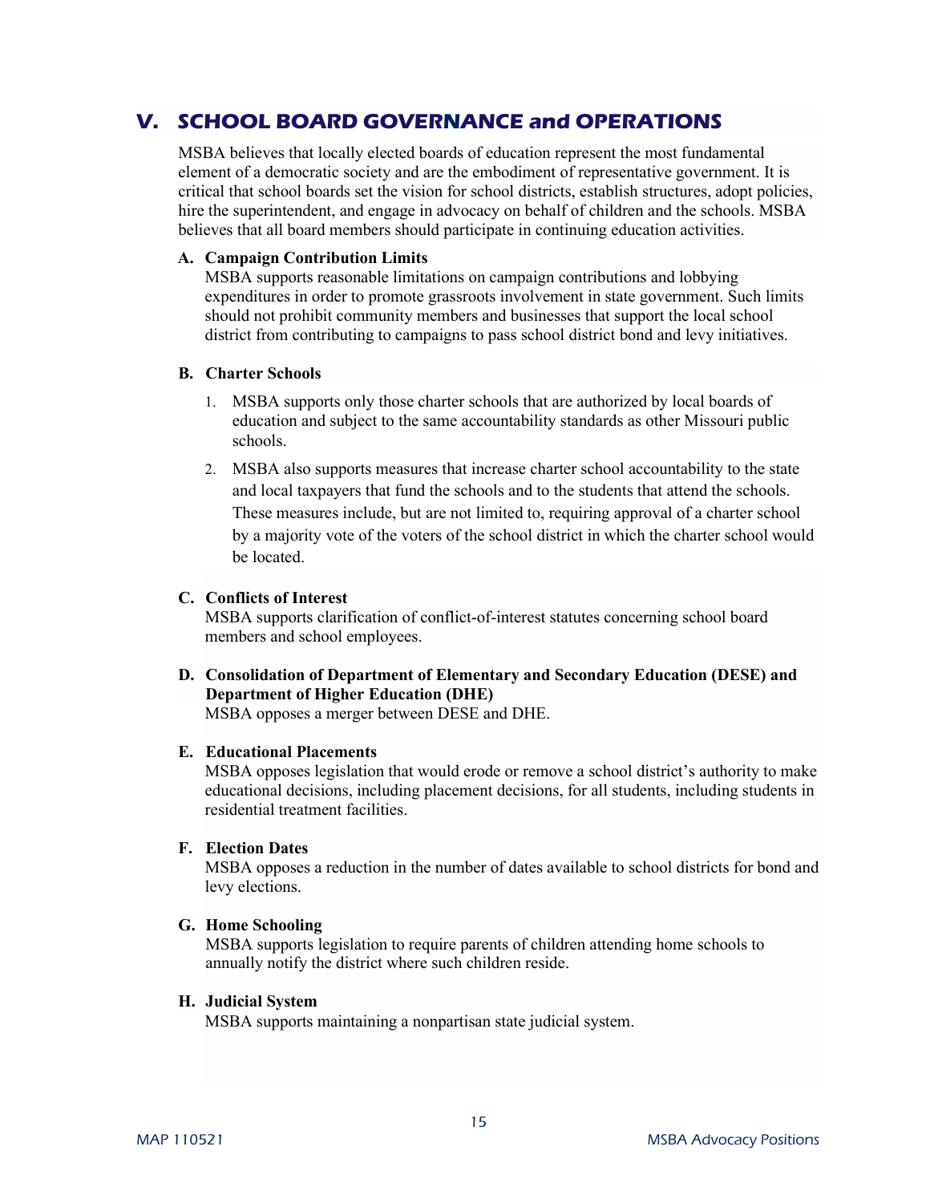## V. SCHOOL BOARD GOVERNANCE and OPERATIONS

MSBA believes that locally elected boards of education represent the most fundamental element of a democratic society and are the embodiment of representative government. It is critical that school boards set the vision for school districts, establish structures, adopt policies, hire the superintendent, and engage in advocacy on behalf of children and the schools. MSBA believes that all board members should participate in continuing education activities.

### A. Campaign Contribution Limits

MSBA supports reasonable limitations on campaign contributions and lobbying expenditures in order to promote grassroots involvement in state government. Such limits should not prohibit community members and businesses that support the local school district from contributing to campaigns to pass school district bond and levy initiatives.

### B. Charter Schools

1. MSBA supports only those charter schools that are authorized by local boards of education and subject to the same accountability standards as other Missouri public schools.
2. MSBA also supports measures that increase charter school accountability to the state and local taxpayers that fund the schools and to the students that attend the schools. These measures include, but are not limited to, requiring approval of a charter school by a majority vote of the voters of the school district in which the charter school would be located.

### C. Conflicts of Interest

MSBA supports clarification of conflict-of-interest statutes concerning school board members and school employees.

### D. Consolidation of Department of Elementary and Secondary Education (DESE) and Department of Higher Education (DHE)

MSBA opposes a merger between DESE and DHE.

### E. Educational Placements

MSBA opposes legislation that would erode or remove a school district's authority to make educational decisions, including placement decisions, for all students, including students in residential treatment facilities.

### F. Election Dates

MSBA opposes a reduction in the number of dates available to school districts for bond and levy elections.

### G. Home Schooling

MSBA supports legislation to require parents of children attending home schools to annually notify the district where such children reside.

### H. Judicial System

MSBA supports maintaining a nonpartisan state judicial system.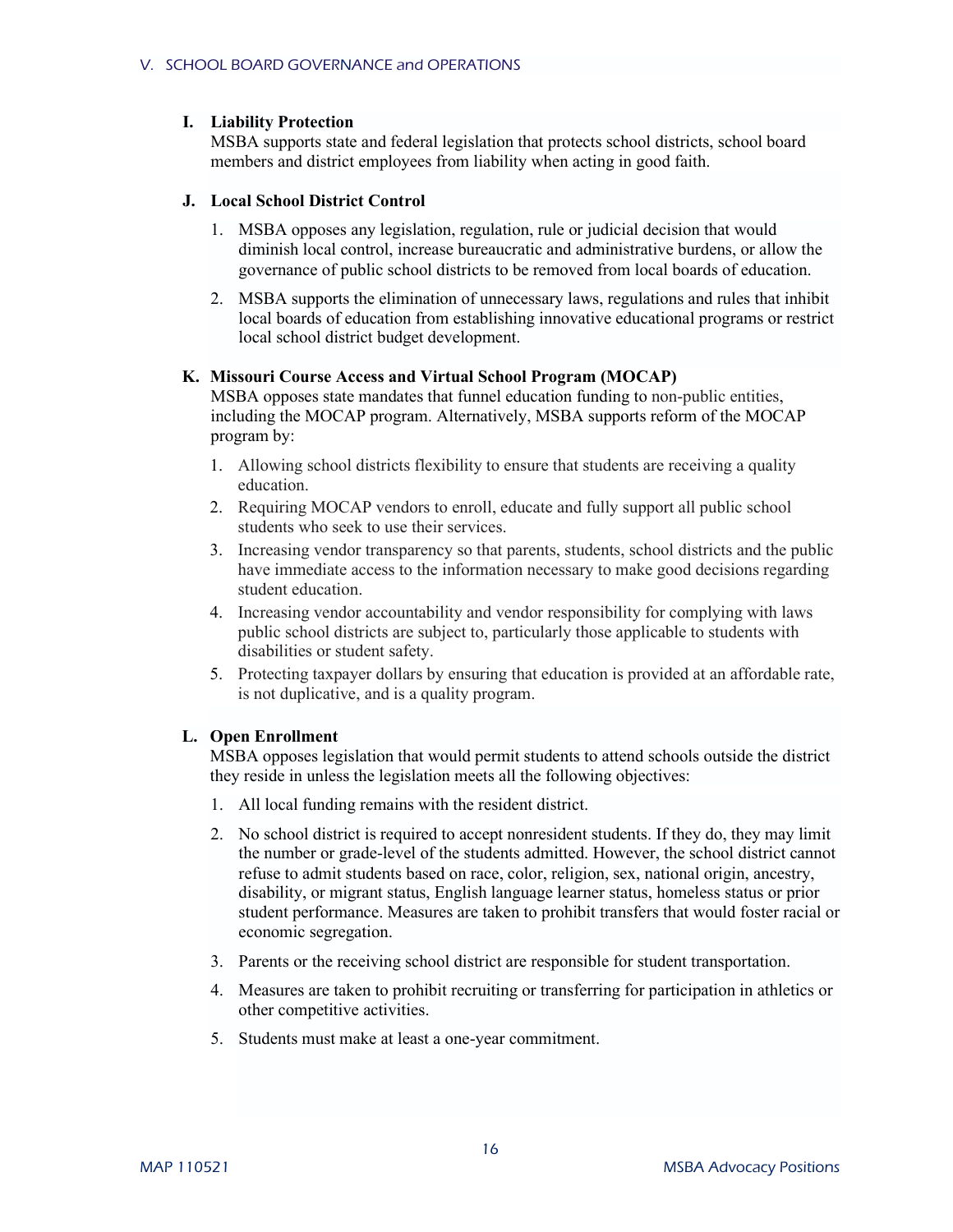**I. Liability Protection**

MSBA supports state and federal legislation that protects school districts, school board members and district employees from liability when acting in good faith.

**J. Local School District Control**

1. MSBA opposes any legislation, regulation, rule or judicial decision that would diminish local control, increase bureaucratic and administrative burdens, or allow the governance of public school districts to be removed from local boards of education.
2. MSBA supports the elimination of unnecessary laws, regulations and rules that inhibit local boards of education from establishing innovative educational programs or restrict local school district budget development.

**K. Missouri Course Access and Virtual School Program (MOCAP)**

MSBA opposes state mandates that funnel education funding to non-public entities, including the MOCAP program. Alternatively, MSBA supports reform of the MOCAP program by:

1. Allowing school districts flexibility to ensure that students are receiving a quality education.
2. Requiring MOCAP vendors to enroll, educate and fully support all public school students who seek to use their services.
3. Increasing vendor transparency so that parents, students, school districts and the public have immediate access to the information necessary to make good decisions regarding student education.
4. Increasing vendor accountability and vendor responsibility for complying with laws public school districts are subject to, particularly those applicable to students with disabilities or student safety.
5. Protecting taxpayer dollars by ensuring that education is provided at an affordable rate, is not duplicative, and is a quality program.

**L. Open Enrollment**

MSBA opposes legislation that would permit students to attend schools outside the district they reside in unless the legislation meets all the following objectives:

1. All local funding remains with the resident district.
2. No school district is required to accept nonresident students. If they do, they may limit the number or grade-level of the students admitted. However, the school district cannot refuse to admit students based on race, color, religion, sex, national origin, ancestry, disability, or migrant status, English language learner status, homeless status or prior student performance. Measures are taken to prohibit transfers that would foster racial or economic segregation.
3. Parents or the receiving school district are responsible for student transportation.
4. Measures are taken to prohibit recruiting or transferring for participation in athletics or other competitive activities.
5. Students must make at least a one-year commitment.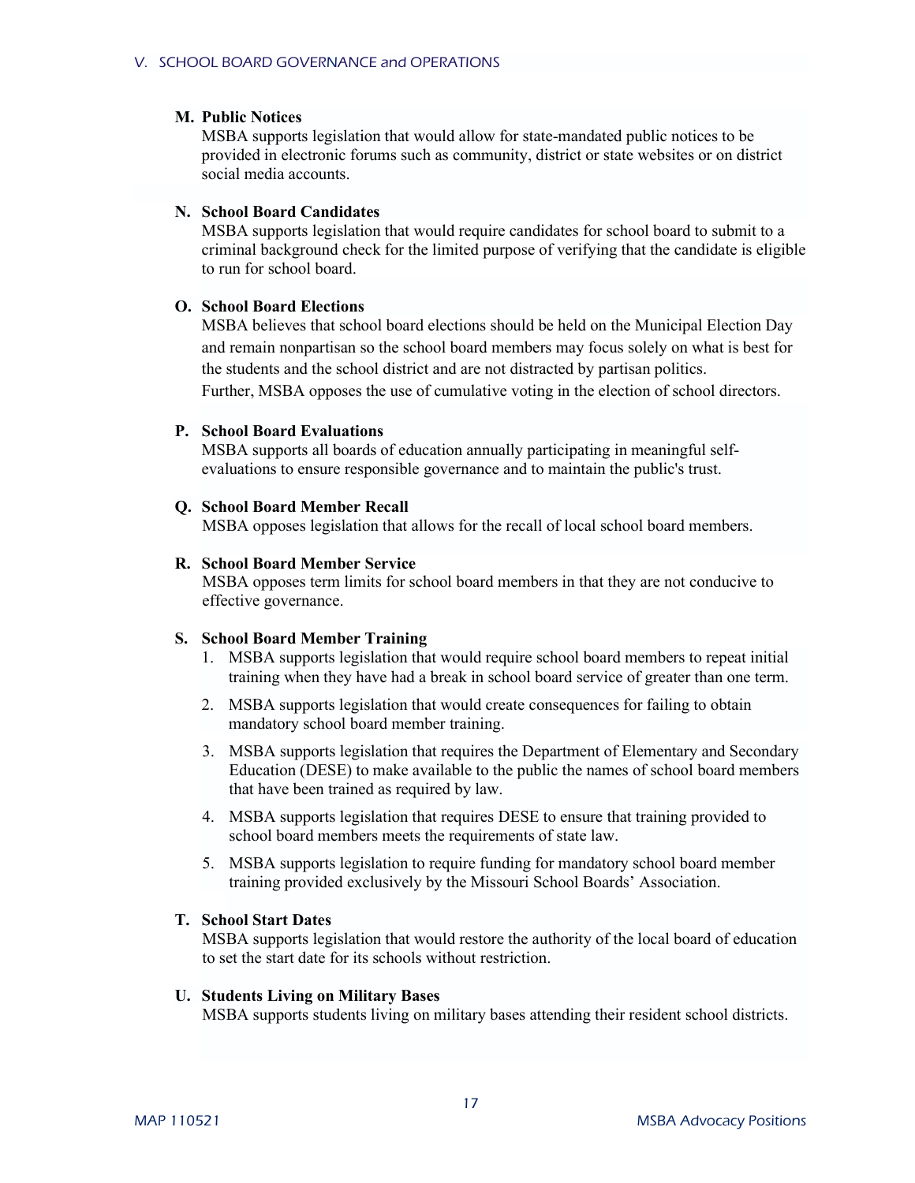**M. Public Notices**

MSBA supports legislation that would allow for state-mandated public notices to be provided in electronic forums such as community, district or state websites or on district social media accounts.

**N. School Board Candidates**

MSBA supports legislation that would require candidates for school board to submit to a criminal background check for the limited purpose of verifying that the candidate is eligible to run for school board.

**O. School Board Elections**

MSBA believes that school board elections should be held on the Municipal Election Day and remain nonpartisan so the school board members may focus solely on what is best for the students and the school district and are not distracted by partisan politics.
Further, MSBA opposes the use of cumulative voting in the election of school directors.

**P. School Board Evaluations**

MSBA supports all boards of education annually participating in meaningful self-evaluations to ensure responsible governance and to maintain the public's trust.

**Q. School Board Member Recall**

MSBA opposes legislation that allows for the recall of local school board members.

**R. School Board Member Service**

MSBA opposes term limits for school board members in that they are not conducive to effective governance.

**S. School Board Member Training**

1. MSBA supports legislation that would require school board members to repeat initial training when they have had a break in school board service of greater than one term.
2. MSBA supports legislation that would create consequences for failing to obtain mandatory school board member training.
3. MSBA supports legislation that requires the Department of Elementary and Secondary Education (DESE) to make available to the public the names of school board members that have been trained as required by law.
4. MSBA supports legislation that requires DESE to ensure that training provided to school board members meets the requirements of state law.
5. MSBA supports legislation to require funding for mandatory school board member training provided exclusively by the Missouri School Boards' Association.

**T. School Start Dates**

MSBA supports legislation that would restore the authority of the local board of education to set the start date for its schools without restriction.

**U. Students Living on Military Bases**

MSBA supports students living on military bases attending their resident school districts.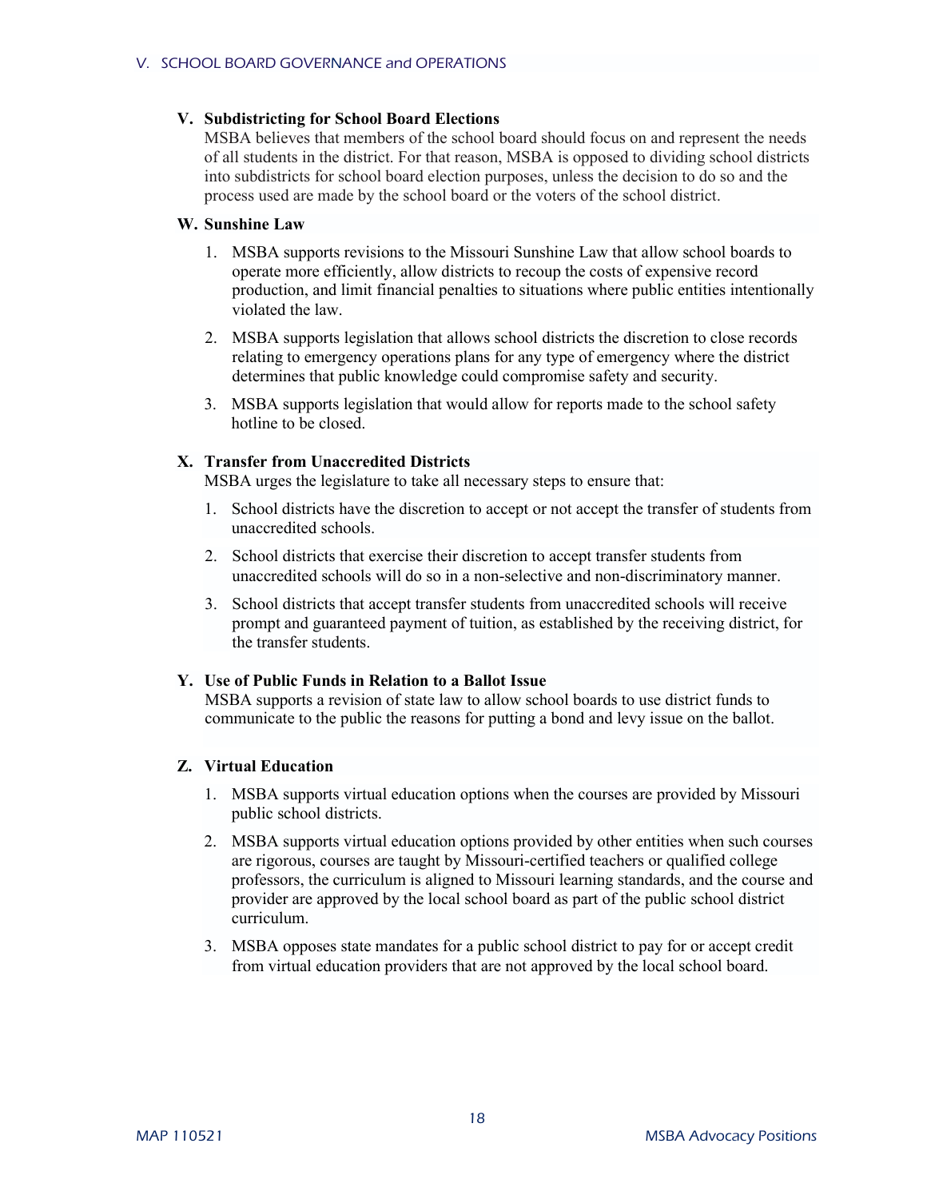### V. Subdistricting for School Board Elections

MSBA believes that members of the school board should focus on and represent the needs of all students in the district. For that reason, MSBA is opposed to dividing school districts into subdistricts for school board election purposes, unless the decision to do so and the process used are made by the school board or the voters of the school district.

### W. Sunshine Law

1. MSBA supports revisions to the Missouri Sunshine Law that allow school boards to operate more efficiently, allow districts to recoup the costs of expensive record production, and limit financial penalties to situations where public entities intentionally violated the law.
2. MSBA supports legislation that allows school districts the discretion to close records relating to emergency operations plans for any type of emergency where the district determines that public knowledge could compromise safety and security.
3. MSBA supports legislation that would allow for reports made to the school safety hotline to be closed.

### X. Transfer from Unaccredited Districts

MSBA urges the legislature to take all necessary steps to ensure that:

1. School districts have the discretion to accept or not accept the transfer of students from unaccredited schools.
2. School districts that exercise their discretion to accept transfer students from unaccredited schools will do so in a non-selective and non-discriminatory manner.
3. School districts that accept transfer students from unaccredited schools will receive prompt and guaranteed payment of tuition, as established by the receiving district, for the transfer students.

### Y. Use of Public Funds in Relation to a Ballot Issue

MSBA supports a revision of state law to allow school boards to use district funds to communicate to the public the reasons for putting a bond and levy issue on the ballot.

### Z. Virtual Education

1. MSBA supports virtual education options when the courses are provided by Missouri public school districts.
2. MSBA supports virtual education options provided by other entities when such courses are rigorous, courses are taught by Missouri-certified teachers or qualified college professors, the curriculum is aligned to Missouri learning standards, and the course and provider are approved by the local school board as part of the public school district curriculum.
3. MSBA opposes state mandates for a public school district to pay for or accept credit from virtual education providers that are not approved by the local school board.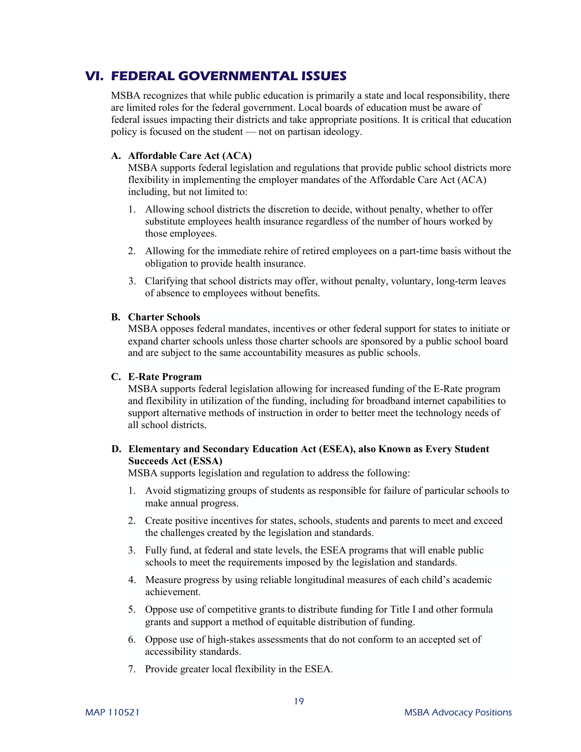## VI. FEDERAL GOVERNMENTAL ISSUES

MSBA recognizes that while public education is primarily a state and local responsibility, there are limited roles for the federal government. Local boards of education must be aware of federal issues impacting their districts and take appropriate positions. It is critical that education policy is focused on the student — not on partisan ideology.

### A. Affordable Care Act (ACA)

MSBA supports federal legislation and regulations that provide public school districts more flexibility in implementing the employer mandates of the Affordable Care Act (ACA) including, but not limited to:

1. Allowing school districts the discretion to decide, without penalty, whether to offer substitute employees health insurance regardless of the number of hours worked by those employees.
2. Allowing for the immediate rehire of retired employees on a part-time basis without the obligation to provide health insurance.
3. Clarifying that school districts may offer, without penalty, voluntary, long-term leaves of absence to employees without benefits.

### B. Charter Schools

MSBA opposes federal mandates, incentives or other federal support for states to initiate or expand charter schools unless those charter schools are sponsored by a public school board and are subject to the same accountability measures as public schools.

### C. E-Rate Program

MSBA supports federal legislation allowing for increased funding of the E-Rate program and flexibility in utilization of the funding, including for broadband internet capabilities to support alternative methods of instruction in order to better meet the technology needs of all school districts.

### D. Elementary and Secondary Education Act (ESEA), also Known as Every Student Succeeds Act (ESSA)

MSBA supports legislation and regulation to address the following:

1. Avoid stigmatizing groups of students as responsible for failure of particular schools to make annual progress.
2. Create positive incentives for states, schools, students and parents to meet and exceed the challenges created by the legislation and standards.
3. Fully fund, at federal and state levels, the ESEA programs that will enable public schools to meet the requirements imposed by the legislation and standards.
4. Measure progress by using reliable longitudinal measures of each child's academic achievement.
5. Oppose use of competitive grants to distribute funding for Title I and other formula grants and support a method of equitable distribution of funding.
6. Oppose use of high-stakes assessments that do not conform to an accepted set of accessibility standards.
7. Provide greater local flexibility in the ESEA.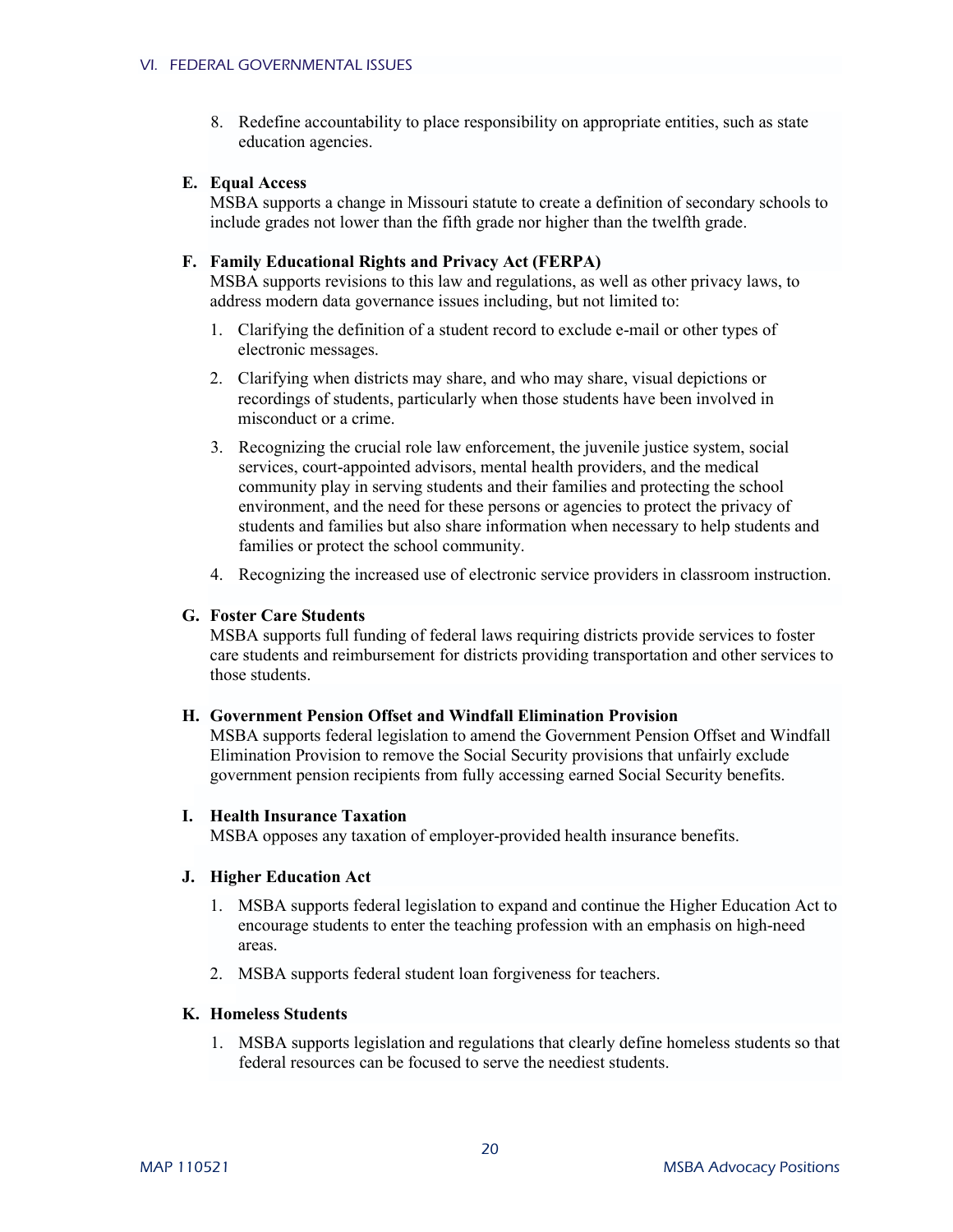8. Redefine accountability to place responsibility on appropriate entities, such as state education agencies.

### E. Equal Access

MSBA supports a change in Missouri statute to create a definition of secondary schools to include grades not lower than the fifth grade nor higher than the twelfth grade.

### F. Family Educational Rights and Privacy Act (FERPA)

MSBA supports revisions to this law and regulations, as well as other privacy laws, to address modern data governance issues including, but not limited to:

1. Clarifying the definition of a student record to exclude e-mail or other types of electronic messages.
2. Clarifying when districts may share, and who may share, visual depictions or recordings of students, particularly when those students have been involved in misconduct or a crime.
3. Recognizing the crucial role law enforcement, the juvenile justice system, social services, court-appointed advisors, mental health providers, and the medical community play in serving students and their families and protecting the school environment, and the need for these persons or agencies to protect the privacy of students and families but also share information when necessary to help students and families or protect the school community.
4. Recognizing the increased use of electronic service providers in classroom instruction.

### G. Foster Care Students

MSBA supports full funding of federal laws requiring districts provide services to foster care students and reimbursement for districts providing transportation and other services to those students.

### H. Government Pension Offset and Windfall Elimination Provision

MSBA supports federal legislation to amend the Government Pension Offset and Windfall Elimination Provision to remove the Social Security provisions that unfairly exclude government pension recipients from fully accessing earned Social Security benefits.

### I. Health Insurance Taxation

MSBA opposes any taxation of employer-provided health insurance benefits.

### J. Higher Education Act

1. MSBA supports federal legislation to expand and continue the Higher Education Act to encourage students to enter the teaching profession with an emphasis on high-need areas.
2. MSBA supports federal student loan forgiveness for teachers.

### K. Homeless Students

1. MSBA supports legislation and regulations that clearly define homeless students so that federal resources can be focused to serve the neediest students.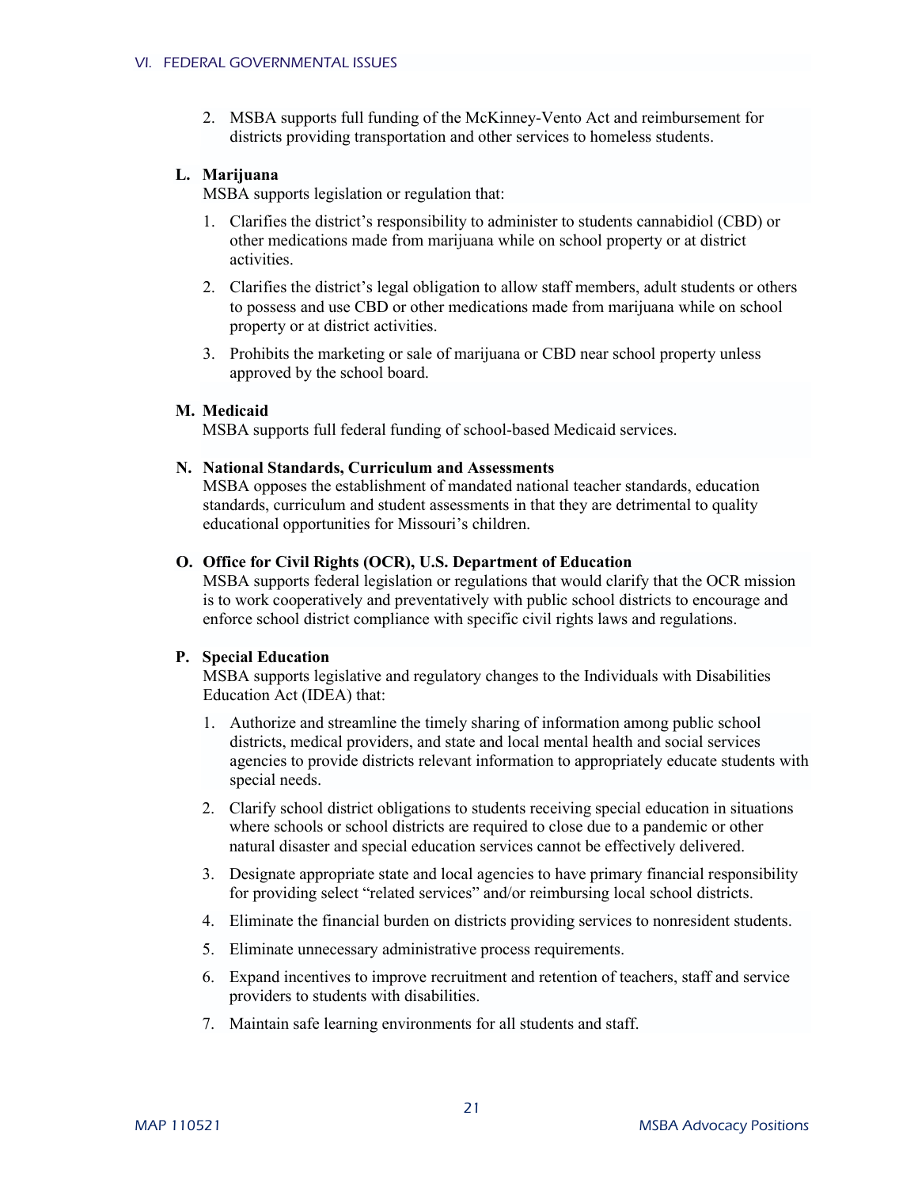2. MSBA supports full funding of the McKinney-Vento Act and reimbursement for districts providing transportation and other services to homeless students.

### L. Marijuana

MSBA supports legislation or regulation that:

1. Clarifies the district's responsibility to administer to students cannabidiol (CBD) or other medications made from marijuana while on school property or at district activities.
2. Clarifies the district's legal obligation to allow staff members, adult students or others to possess and use CBD or other medications made from marijuana while on school property or at district activities.
3. Prohibits the marketing or sale of marijuana or CBD near school property unless approved by the school board.

### M. Medicaid

MSBA supports full federal funding of school-based Medicaid services.

### N. National Standards, Curriculum and Assessments

MSBA opposes the establishment of mandated national teacher standards, education standards, curriculum and student assessments in that they are detrimental to quality educational opportunities for Missouri's children.

### O. Office for Civil Rights (OCR), U.S. Department of Education

MSBA supports federal legislation or regulations that would clarify that the OCR mission is to work cooperatively and preventatively with public school districts to encourage and enforce school district compliance with specific civil rights laws and regulations.

### P. Special Education

MSBA supports legislative and regulatory changes to the Individuals with Disabilities Education Act (IDEA) that:

1. Authorize and streamline the timely sharing of information among public school districts, medical providers, and state and local mental health and social services agencies to provide districts relevant information to appropriately educate students with special needs.
2. Clarify school district obligations to students receiving special education in situations where schools or school districts are required to close due to a pandemic or other natural disaster and special education services cannot be effectively delivered.
3. Designate appropriate state and local agencies to have primary financial responsibility for providing select "related services" and/or reimbursing local school districts.
4. Eliminate the financial burden on districts providing services to nonresident students.
5. Eliminate unnecessary administrative process requirements.
6. Expand incentives to improve recruitment and retention of teachers, staff and service providers to students with disabilities.
7. Maintain safe learning environments for all students and staff.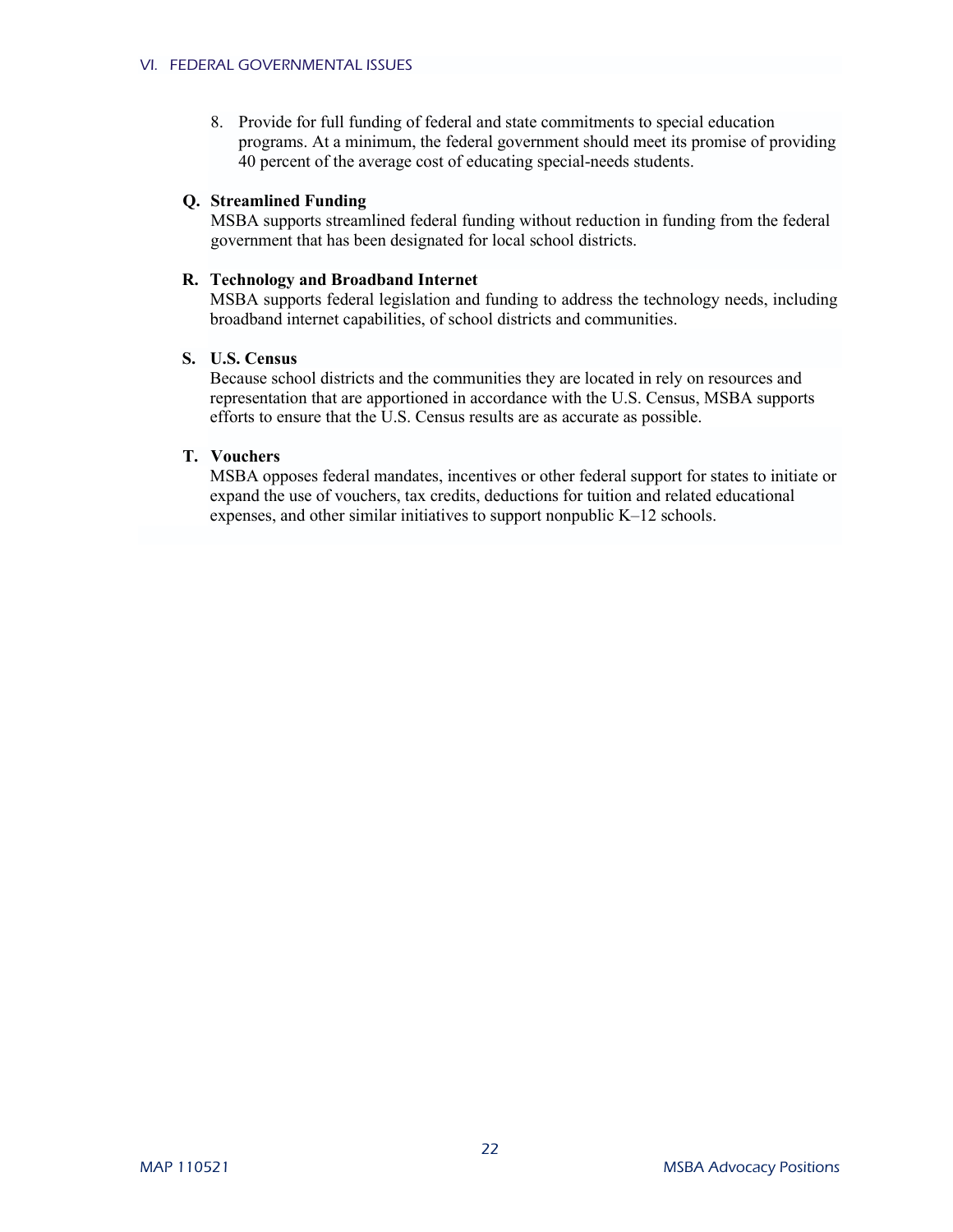8. Provide for full funding of federal and state commitments to special education programs. At a minimum, the federal government should meet its promise of providing 40 percent of the average cost of educating special-needs students.

**Q. Streamlined Funding**

MSBA supports streamlined federal funding without reduction in funding from the federal government that has been designated for local school districts.

**R. Technology and Broadband Internet**

MSBA supports federal legislation and funding to address the technology needs, including broadband internet capabilities, of school districts and communities.

**S. U.S. Census**

Because school districts and the communities they are located in rely on resources and representation that are apportioned in accordance with the U.S. Census, MSBA supports efforts to ensure that the U.S. Census results are as accurate as possible.

**T. Vouchers**

MSBA opposes federal mandates, incentives or other federal support for states to initiate or expand the use of vouchers, tax credits, deductions for tuition and related educational expenses, and other similar initiatives to support nonpublic K–12 schools.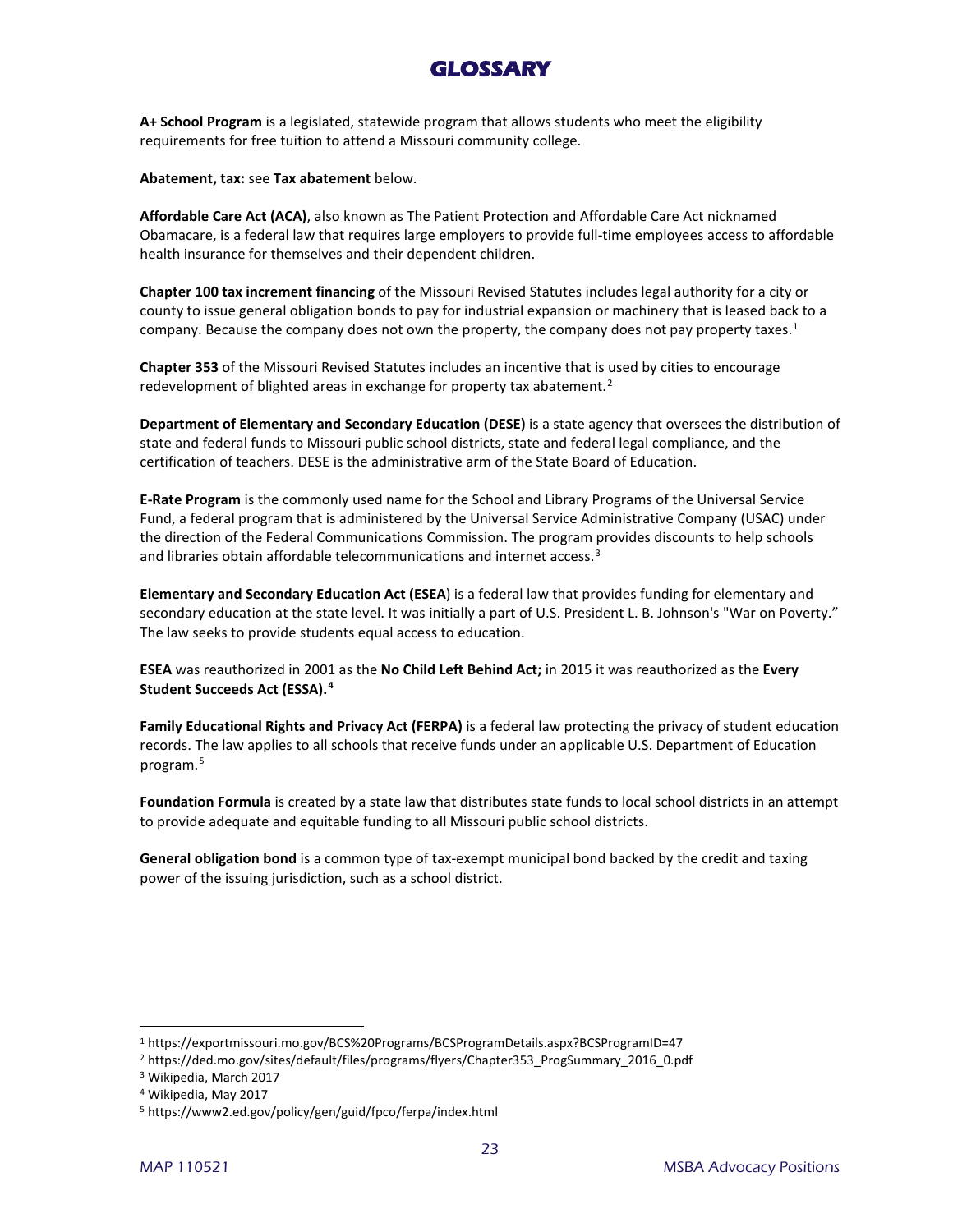# GLOSSARY

**A+ School Program** is a legislated, statewide program that allows students who meet the eligibility requirements for free tuition to attend a Missouri community college.

**Abatement, tax:** see **Tax abatement** below.

**Affordable Care Act (ACA)**, also known as The Patient Protection and Affordable Care Act nicknamed Obamacare, is a federal law that requires large employers to provide full-time employees access to affordable health insurance for themselves and their dependent children.

**Chapter 100 tax increment financing** of the Missouri Revised Statutes includes legal authority for a city or county to issue general obligation bonds to pay for industrial expansion or machinery that is leased back to a company. Because the company does not own the property, the company does not pay property taxes.[1]

**Chapter 353** of the Missouri Revised Statutes includes an incentive that is used by cities to encourage redevelopment of blighted areas in exchange for property tax abatement.[2]

**Department of Elementary and Secondary Education (DESE)** is a state agency that oversees the distribution of state and federal funds to Missouri public school districts, state and federal legal compliance, and the certification of teachers. DESE is the administrative arm of the State Board of Education.

**E-Rate Program** is the commonly used name for the School and Library Programs of the Universal Service Fund, a federal program that is administered by the Universal Service Administrative Company (USAC) under the direction of the Federal Communications Commission. The program provides discounts to help schools and libraries obtain affordable telecommunications and internet access.[3]

**Elementary and Secondary Education Act (ESEA**) is a federal law that provides funding for elementary and secondary education at the state level. It was initially a part of U.S. President L. B. Johnson's "War on Poverty." The law seeks to provide students equal access to education.

**ESEA** was reauthorized in 2001 as the **No Child Left Behind Act;** in 2015 it was reauthorized as the **Every Student Succeeds Act (ESSA).**[4]

**Family Educational Rights and Privacy Act (FERPA)** is a federal law protecting the privacy of student education records. The law applies to all schools that receive funds under an applicable U.S. Department of Education program.[5]

**Foundation Formula** is created by a state law that distributes state funds to local school districts in an attempt to provide adequate and equitable funding to all Missouri public school districts.

**General obligation bond** is a common type of tax-exempt municipal bond backed by the credit and taxing power of the issuing jurisdiction, such as a school district.

---

[1] https://exportmissouri.mo.gov/BCS%20Programs/BCSProgramDetails.aspx?BCSProgramID=47

[2] https://ded.mo.gov/sites/default/files/programs/flyers/Chapter353_ProgSummary_2016_0.pdf

[3] Wikipedia, March 2017

[4] Wikipedia, May 2017

[5] https://www2.ed.gov/policy/gen/guid/fpco/ferpa/index.html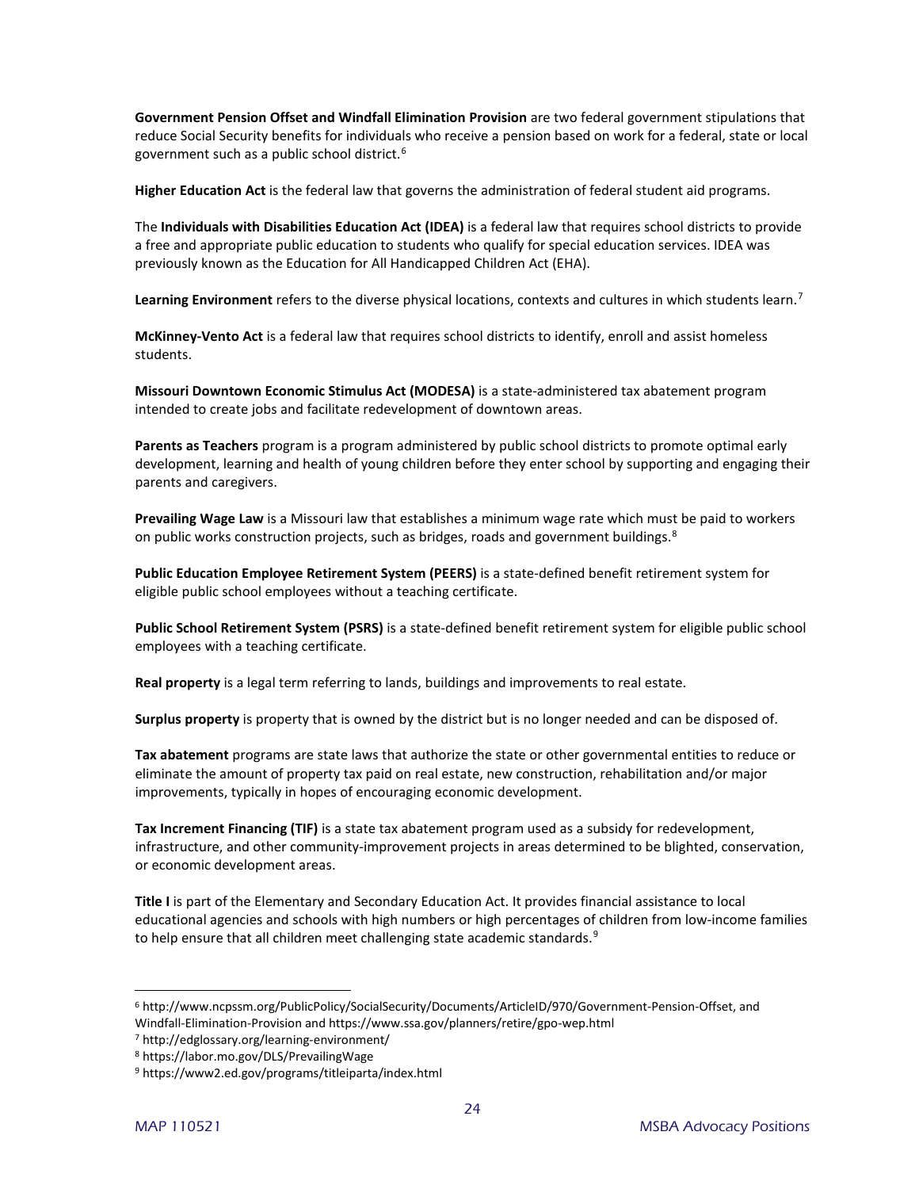**Government Pension Offset and Windfall Elimination Provision** are two federal government stipulations that reduce Social Security benefits for individuals who receive a pension based on work for a federal, state or local government such as a public school district.[6]

**Higher Education Act** is the federal law that governs the administration of federal student aid programs.

The **Individuals with Disabilities Education Act (IDEA)** is a federal law that requires school districts to provide a free and appropriate public education to students who qualify for special education services. IDEA was previously known as the Education for All Handicapped Children Act (EHA).

**Learning Environment** refers to the diverse physical locations, contexts and cultures in which students learn.[7]

**McKinney-Vento Act** is a federal law that requires school districts to identify, enroll and assist homeless students.

**Missouri Downtown Economic Stimulus Act (MODESA)** is a state-administered tax abatement program intended to create jobs and facilitate redevelopment of downtown areas.

**Parents as Teachers** program is a program administered by public school districts to promote optimal early development, learning and health of young children before they enter school by supporting and engaging their parents and caregivers.

**Prevailing Wage Law** is a Missouri law that establishes a minimum wage rate which must be paid to workers on public works construction projects, such as bridges, roads and government buildings.[8]

**Public Education Employee Retirement System (PEERS)** is a state-defined benefit retirement system for eligible public school employees without a teaching certificate.

**Public School Retirement System (PSRS)** is a state-defined benefit retirement system for eligible public school employees with a teaching certificate.

**Real property** is a legal term referring to lands, buildings and improvements to real estate.

**Surplus property** is property that is owned by the district but is no longer needed and can be disposed of.

**Tax abatement** programs are state laws that authorize the state or other governmental entities to reduce or eliminate the amount of property tax paid on real estate, new construction, rehabilitation and/or major improvements, typically in hopes of encouraging economic development.

**Tax Increment Financing (TIF)** is a state tax abatement program used as a subsidy for redevelopment, infrastructure, and other community-improvement projects in areas determined to be blighted, conservation, or economic development areas.

**Title I** is part of the Elementary and Secondary Education Act. It provides financial assistance to local educational agencies and schools with high numbers or high percentages of children from low-income families to help ensure that all children meet challenging state academic standards.[9]

---

[6] http://www.ncpssm.org/PublicPolicy/SocialSecurity/Documents/ArticleID/970/Government-Pension-Offset, and Windfall-Elimination-Provision and https://www.ssa.gov/planners/retire/gpo-wep.html

[7] http://edglossary.org/learning-environment/

[8] https://labor.mo.gov/DLS/PrevailingWage

[9] https://www2.ed.gov/programs/titleiparta/index.html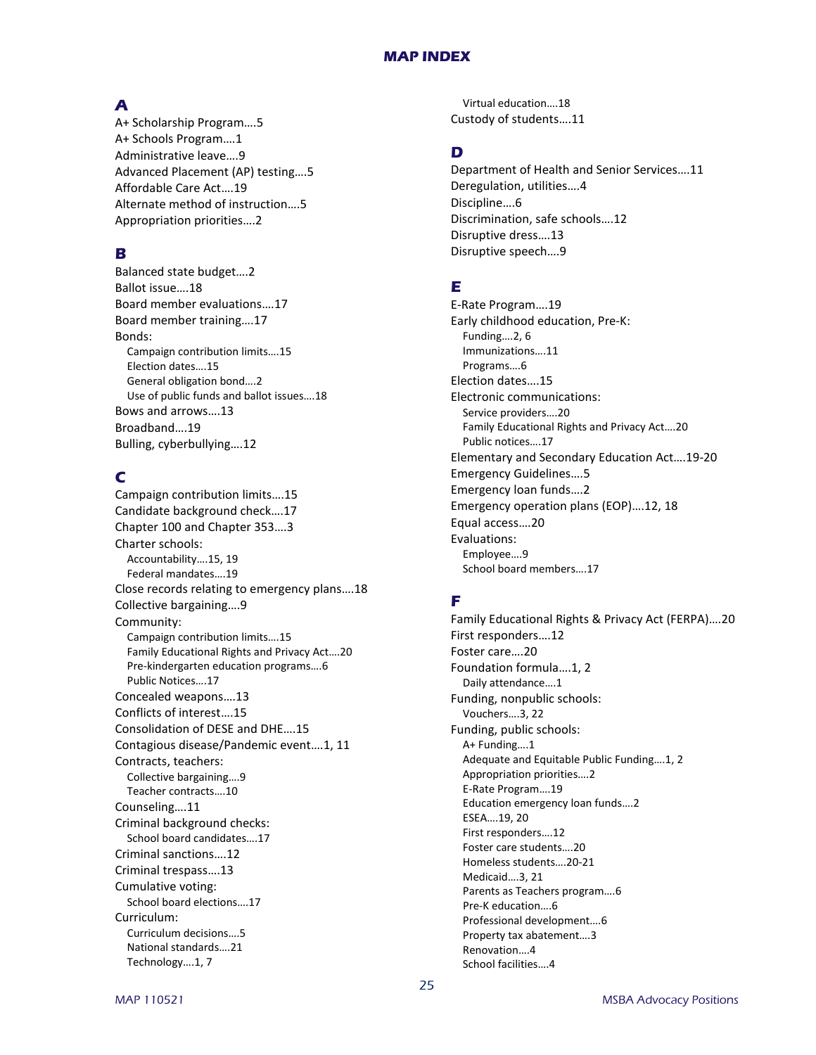# MAP INDEX

## A

A+ Scholarship Program....5
A+ Schools Program....1
Administrative leave....9
Advanced Placement (AP) testing....5
Affordable Care Act....19
Alternate method of instruction....5
Appropriation priorities....2

## B

Balanced state budget....2
Ballot issue....18
Board member evaluations....17
Board member training....17
Bonds:
- Campaign contribution limits....15
- Election dates....15
- General obligation bond....2
- Use of public funds and ballot issues....18

Bows and arrows....13
Broadband....19
Bulling, cyberbullying....12

## C

Campaign contribution limits....15
Candidate background check....17
Chapter 100 and Chapter 353....3
Charter schools:
- Accountability....15, 19
- Federal mandates....19

Close records relating to emergency plans....18
Collective bargaining....9
Community:
- Campaign contribution limits....15
- Family Educational Rights and Privacy Act....20
- Pre-kindergarten education programs....6
- Public Notices....17

Concealed weapons....13
Conflicts of interest....15
Consolidation of DESE and DHE....15
Contagious disease/Pandemic event....1, 11
Contracts, teachers:
- Collective bargaining....9
- Teacher contracts....10

Counseling....11
Criminal background checks:
- School board candidates....17

Criminal sanctions....12
Criminal trespass....13
Cumulative voting:
- School board elections....17

Curriculum:
- Curriculum decisions....5
- National standards....21
- Technology....1, 7
- Virtual education....18

Custody of students....11

## D

Department of Health and Senior Services....11
Deregulation, utilities....4
Discipline....6
Discrimination, safe schools....12
Disruptive dress....13
Disruptive speech....9

## E

E-Rate Program....19
Early childhood education, Pre-K:
- Funding....2, 6
- Immunizations....11
- Programs....6

Election dates....15
Electronic communications:
- Service providers....20
- Family Educational Rights and Privacy Act....20
- Public notices....17

Elementary and Secondary Education Act....19-20
Emergency Guidelines....5
Emergency loan funds....2
Emergency operation plans (EOP)....12, 18
Equal access....20
Evaluations:
- Employee....9
- School board members....17

## F

Family Educational Rights & Privacy Act (FERPA)....20
First responders....12
Foster care....20
Foundation formula....1, 2
- Daily attendance....1

Funding, nonpublic schools:
- Vouchers....3, 22

Funding, public schools:
- A+ Funding....1
- Adequate and Equitable Public Funding....1, 2
- Appropriation priorities....2
- E-Rate Program....19
- Education emergency loan funds....2
- ESEA....19, 20
- First responders....12
- Foster care students....20
- Homeless students....20-21
- Medicaid....3, 21
- Parents as Teachers program....6
- Pre-K education....6
- Professional development....6
- Property tax abatement....3
- Renovation....4
- School facilities....4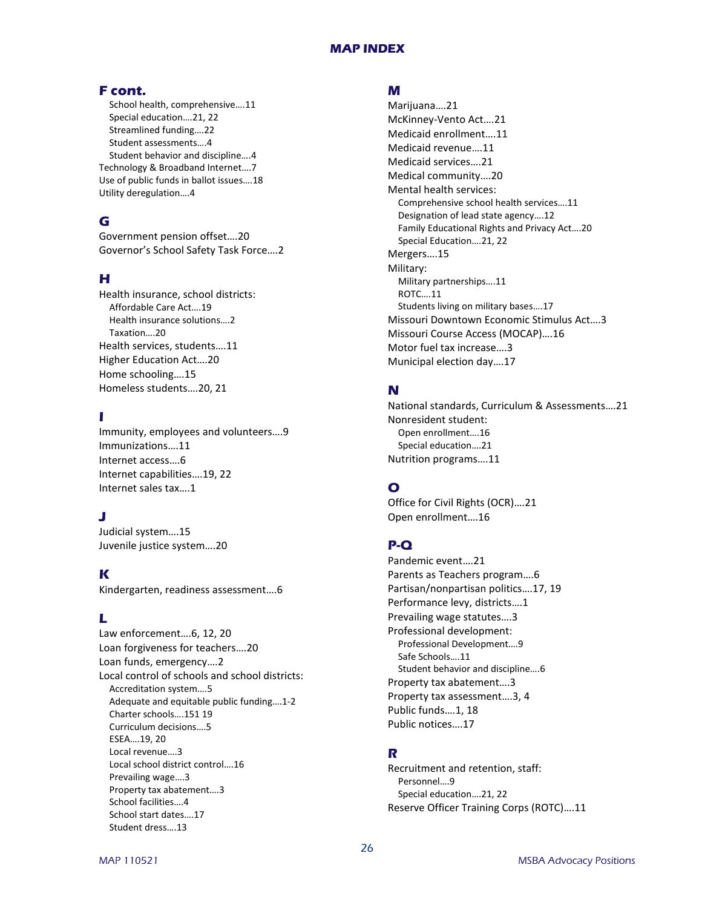# MAP INDEX

## F cont.

- School health, comprehensive….11
- Special education….21, 22
- Streamlined funding….22
- Student assessments….4
- Student behavior and discipline….4

Technology & Broadband Internet….7
Use of public funds in ballot issues….18
Utility deregulation….4

## G

Government pension offset….20
Governor's School Safety Task Force….2

## H

Health insurance, school districts:

- Affordable Care Act….19
- Health insurance solutions….2
- Taxation….20

Health services, students….11
Higher Education Act….20
Home schooling….15
Homeless students….20, 21

## I

Immunity, employees and volunteers….9
Immunizations….11
Internet access….6
Internet capabilities….19, 22
Internet sales tax….1

## J

Judicial system….15
Juvenile justice system….20

## K

Kindergarten, readiness assessment….6

## L

Law enforcement….6, 12, 20
Loan forgiveness for teachers….20
Loan funds, emergency….2
Local control of schools and school districts:

- Accreditation system….5
- Adequate and equitable public funding….1-2
- Charter schools….151 19
- Curriculum decisions….5
- ESEA….19, 20
- Local revenue….3
- Local school district control….16
- Prevailing wage….3
- Property tax abatement….3
- School facilities….4
- School start dates….17
- Student dress….13

## M

Marijuana….21
McKinney-Vento Act….21
Medicaid enrollment….11
Medicaid revenue….11
Medicaid services….21
Medical community….20
Mental health services:

- Comprehensive school health services….11
- Designation of lead state agency….12
- Family Educational Rights and Privacy Act….20
- Special Education….21, 22

Mergers….15
Military:

- Military partnerships….11
- ROTC….11
- Students living on military bases….17

Missouri Downtown Economic Stimulus Act….3
Missouri Course Access (MOCAP)….16
Motor fuel tax increase….3
Municipal election day….17

## N

National standards, Curriculum & Assessments….21
Nonresident student:

- Open enrollment….16
- Special education….21

Nutrition programs….11

## O

Office for Civil Rights (OCR)….21
Open enrollment….16

## P-Q

Pandemic event….21
Parents as Teachers program….6
Partisan/nonpartisan politics….17, 19
Performance levy, districts….1
Prevailing wage statutes….3
Professional development:

- Professional Development….9
- Safe Schools….11
- Student behavior and discipline….6

Property tax abatement….3
Property tax assessment….3, 4
Public funds….1, 18
Public notices….17

## R

Recruitment and retention, staff:

- Personnel….9
- Special education….21, 22

Reserve Officer Training Corps (ROTC)….11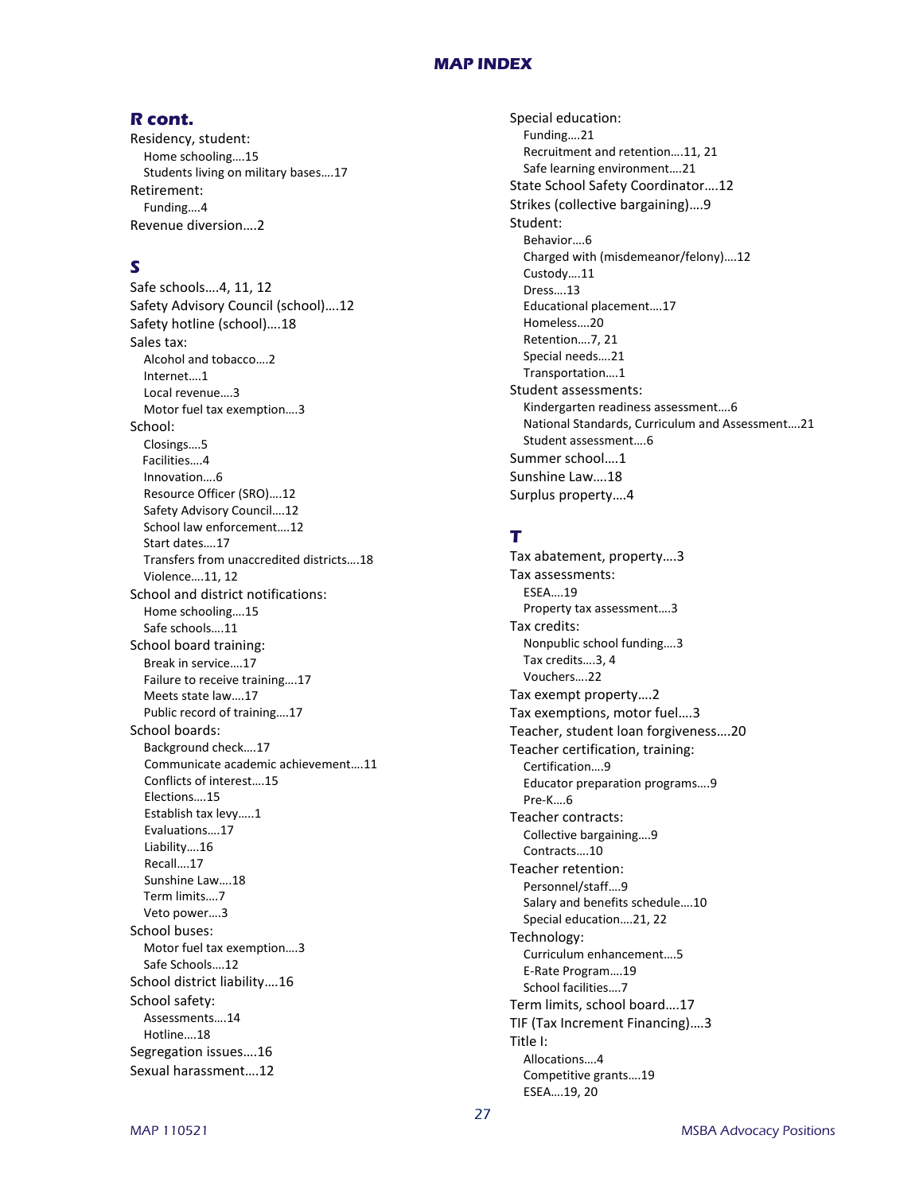## R cont.

Residency, student:
- Home schooling….15
- Students living on military bases….17

Retirement:
- Funding….4

Revenue diversion….2

## S

Safe schools….4, 11, 12

Safety Advisory Council (school)….12

Safety hotline (school)….18

Sales tax:
- Alcohol and tobacco….2
- Internet….1
- Local revenue….3
- Motor fuel tax exemption….3

School:
- Closings….5
- Facilities….4
- Innovation….6
- Resource Officer (SRO)….12
- Safety Advisory Council….12
- School law enforcement….12
- Start dates….17
- Transfers from unaccredited districts….18
- Violence….11, 12

School and district notifications:
- Home schooling….15
- Safe schools….11

School board training:
- Break in service….17
- Failure to receive training….17
- Meets state law….17
- Public record of training….17

School boards:
- Background check….17
- Communicate academic achievement….11
- Conflicts of interest….15
- Elections….15
- Establish tax levy…..1
- Evaluations….17
- Liability….16
- Recall….17
- Sunshine Law….18
- Term limits….7
- Veto power….3

School buses:
- Motor fuel tax exemption….3
- Safe Schools….12

School district liability….16

School safety:
- Assessments….14
- Hotline….18

Segregation issues….16

Sexual harassment….12

Special education:
- Funding….21
- Recruitment and retention….11, 21
- Safe learning environment….21

State School Safety Coordinator….12

Strikes (collective bargaining)….9

Student:
- Behavior….6
- Charged with (misdemeanor/felony)….12
- Custody….11
- Dress….13
- Educational placement….17
- Homeless….20
- Retention….7, 21
- Special needs….21
- Transportation….1

Student assessments:
- Kindergarten readiness assessment….6
- National Standards, Curriculum and Assessment….21
- Student assessment….6

Summer school….1

Sunshine Law….18

Surplus property….4

## T

Tax abatement, property….3

Tax assessments:
- ESEA….19
- Property tax assessment….3

Tax credits:
- Nonpublic school funding….3
- Tax credits….3, 4
- Vouchers….22

Tax exempt property….2

Tax exemptions, motor fuel….3

Teacher, student loan forgiveness….20

Teacher certification, training:
- Certification….9
- Educator preparation programs….9
- Pre-K….6

Teacher contracts:
- Collective bargaining….9
- Contracts….10

Teacher retention:
- Personnel/staff….9
- Salary and benefits schedule….10
- Special education….21, 22

Technology:
- Curriculum enhancement….5
- E-Rate Program….19
- School facilities….7

Term limits, school board….17

TIF (Tax Increment Financing)….3

Title I:
- Allocations….4
- Competitive grants….19
- ESEA….19, 20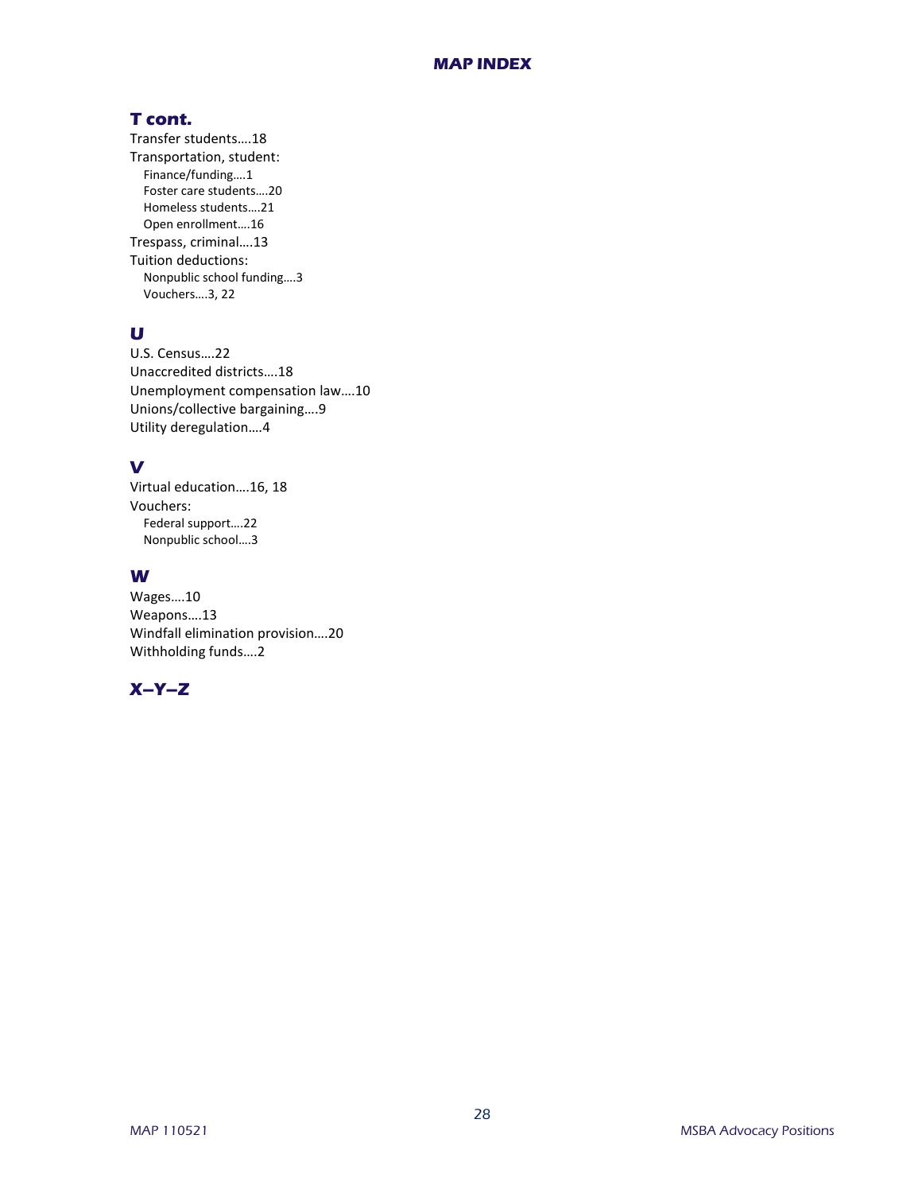### T cont.

Transfer students….18
Transportation, student:
  Finance/funding….1
  Foster care students….20
  Homeless students….21
  Open enrollment….16
Trespass, criminal….13
Tuition deductions:
  Nonpublic school funding….3
  Vouchers….3, 22

### U

U.S. Census….22
Unaccredited districts….18
Unemployment compensation law….10
Unions/collective bargaining….9
Utility deregulation….4

### V

Virtual education….16, 18
Vouchers:
  Federal support….22
  Nonpublic school….3

### W

Wages….10
Weapons….13
Windfall elimination provision….20
Withholding funds….2

### X–Y–Z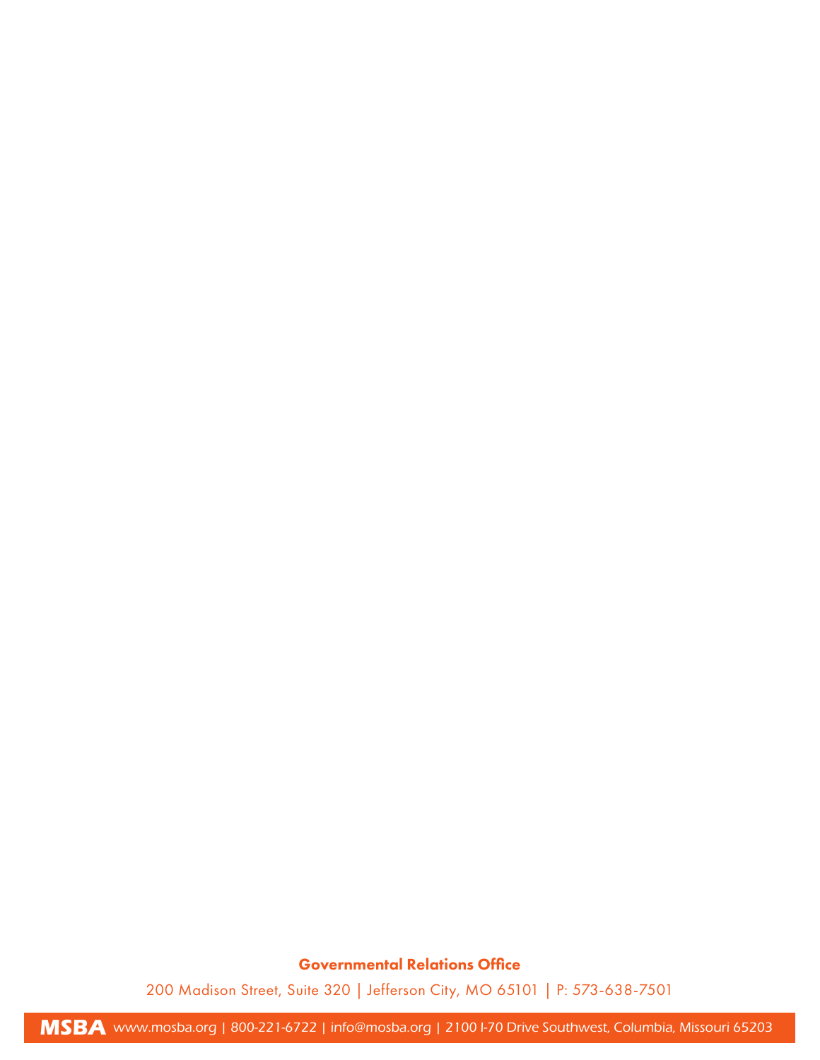**Governmental Relations Office**

200 Madison Street, Suite 320 | Jefferson City, MO 65101 | P: 573-638-7501

**MSBA** www.mosba.org | 800-221-6722 | info@mosba.org | 2100 I-70 Drive Southwest, Columbia, Missouri 65203